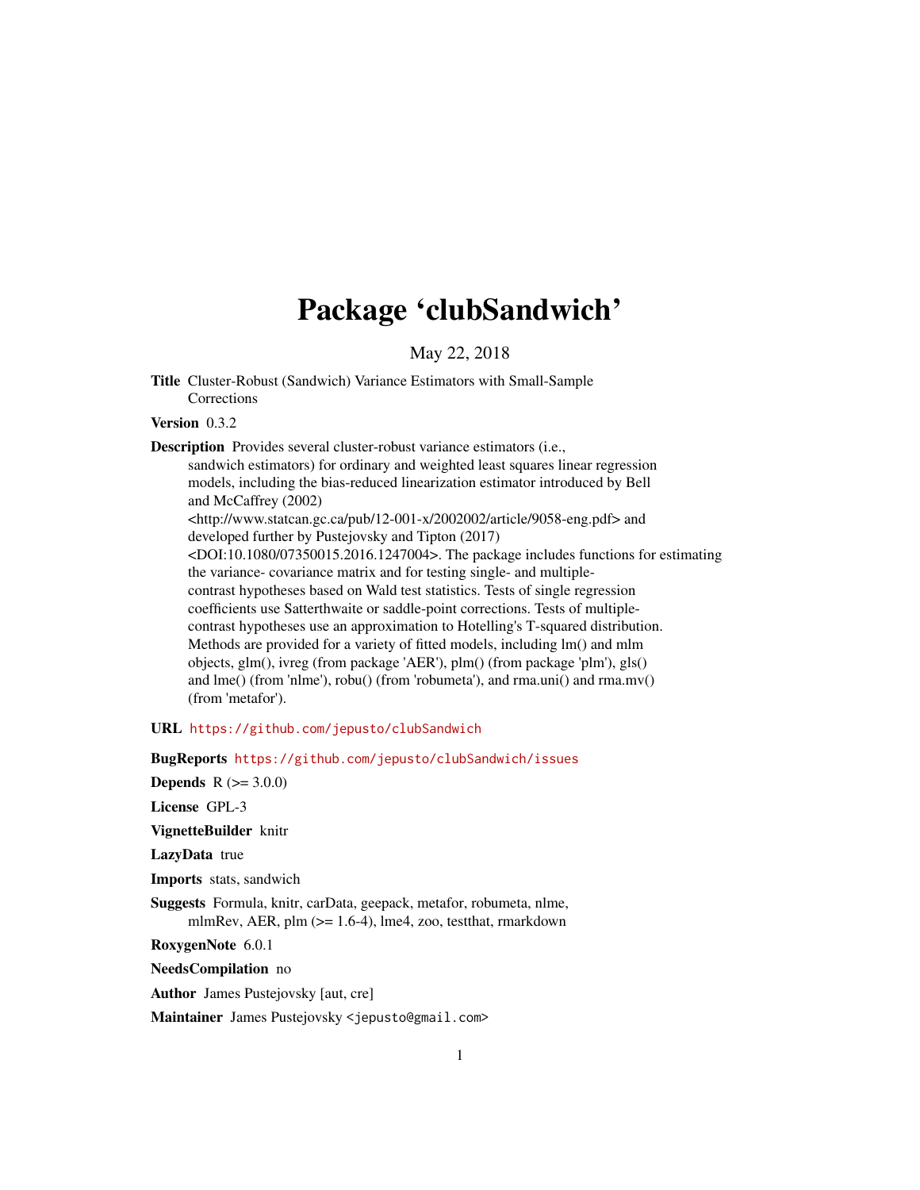# Package 'clubSandwich'

May 22, 2018

**Title** Cluster-Robust (Sandwich) Variance Estimators with Small-Sample Corrections

**Version** 0.3.2

**Description** Provides several cluster-robust variance estimators (i.e., sandwich estimators) for ordinary and weighted least squares linear regression models, including the bias-reduced linearization estimator introduced by Bell and McCaffrey (2002) <http://www.statcan.gc.ca/pub/12-001-x/2002002/article/9058-eng.pdf> and developed further by Pustejovsky and Tipton (2017) <DOI:10.1080/07350015.2016.1247004>. The package includes functions for estimating the variance- covariance matrix and for testing single- and multiple-contrast hypotheses based on Wald test statistics. Tests of single regression coefficients use Satterthwaite or saddle-point corrections. Tests of multiple-contrast hypotheses use an approximation to Hotelling's T-squared distribution. Methods are provided for a variety of fitted models, including lm() and mlm objects, glm(), ivreg (from package 'AER'), plm() (from package 'plm'), gls() and lme() (from 'nlme'), robu() (from 'robumeta'), and rma.uni() and rma.mv() (from 'metafor').

**URL** https://github.com/jepusto/clubSandwich

**BugReports** https://github.com/jepusto/clubSandwich/issues

**Depends** R (>= 3.0.0)

**License** GPL-3

**VignetteBuilder** knitr

**LazyData** true

**Imports** stats, sandwich

**Suggests** Formula, knitr, carData, geepack, metafor, robumeta, nlme, mlmRev, AER, plm (>= 1.6-4), lme4, zoo, testthat, rmarkdown

**RoxygenNote** 6.0.1

**NeedsCompilation** no

**Author** James Pustejovsky [aut, cre]

**Maintainer** James Pustejovsky <jepusto@gmail.com>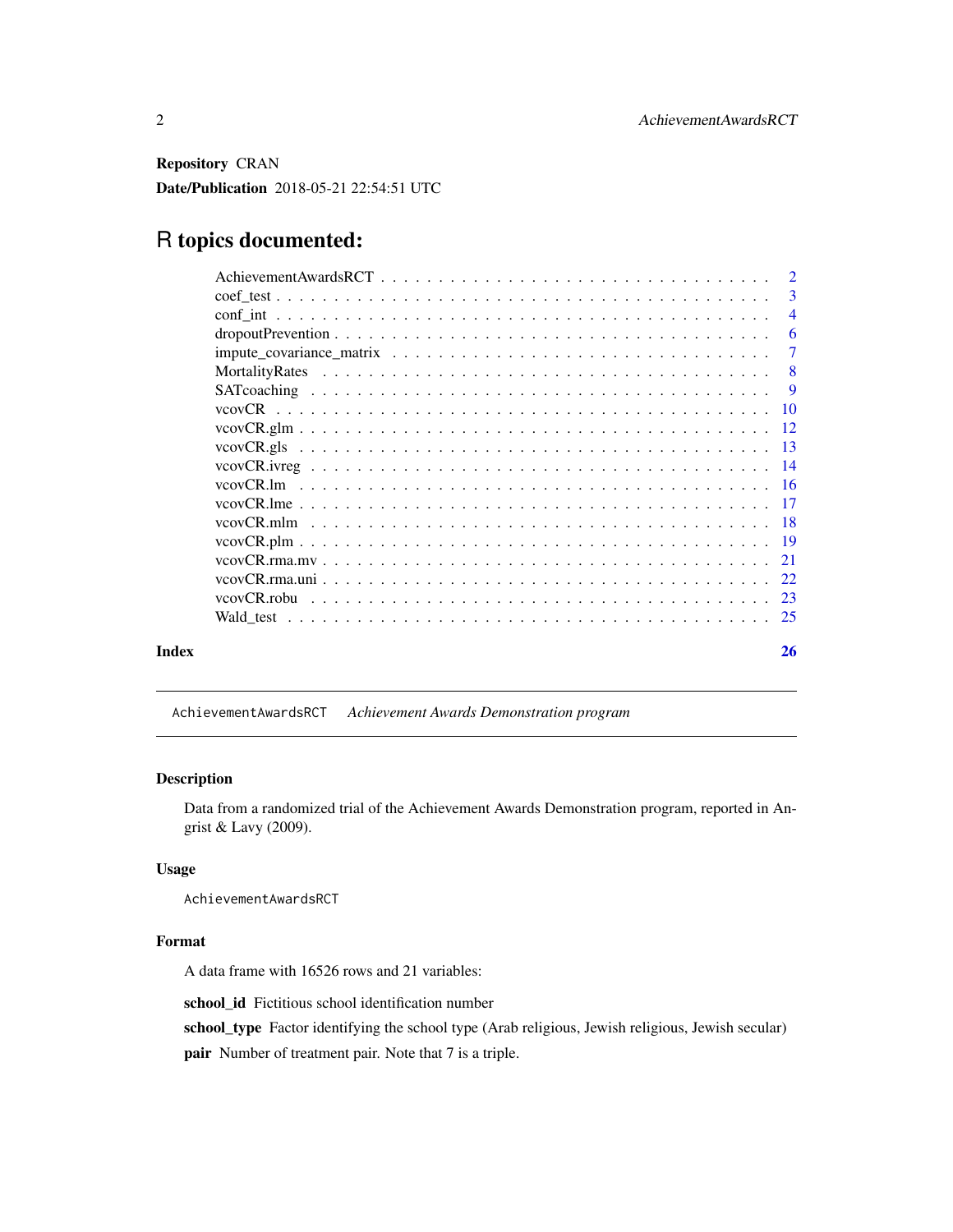**Repository** CRAN

**Date/Publication** 2018-05-21 22:54:51 UTC

# R topics documented:

- AchievementAwardsRCT . . . 2
- coef_test . . . 3
- conf_int . . . 4
- dropoutPrevention . . . 6
- impute_covariance_matrix . . . 7
- MortalityRates . . . 8
- SATcoaching . . . 9
- vcovCR . . . 10
- vcovCR.glm . . . 12
- vcovCR.gls . . . 13
- vcovCR.ivreg . . . 14
- vcovCR.lm . . . 16
- vcovCR.lme . . . 17
- vcovCR.mlm . . . 18
- vcovCR.plm . . . 19
- vcovCR.rma.mv . . . 21
- vcovCR.rma.uni . . . 22
- vcovCR.robu . . . 23
- Wald_test . . . 25

**Index** **26**

---

## AchievementAwardsRCT *Achievement Awards Demonstration program*

### Description

Data from a randomized trial of the Achievement Awards Demonstration program, reported in Angrist & Lavy (2009).

### Usage

```
AchievementAwardsRCT
```

### Format

A data frame with 16526 rows and 21 variables:

**school_id** Fictitious school identification number

**school_type** Factor identifying the school type (Arab religious, Jewish religious, Jewish secular)

**pair** Number of treatment pair. Note that 7 is a triple.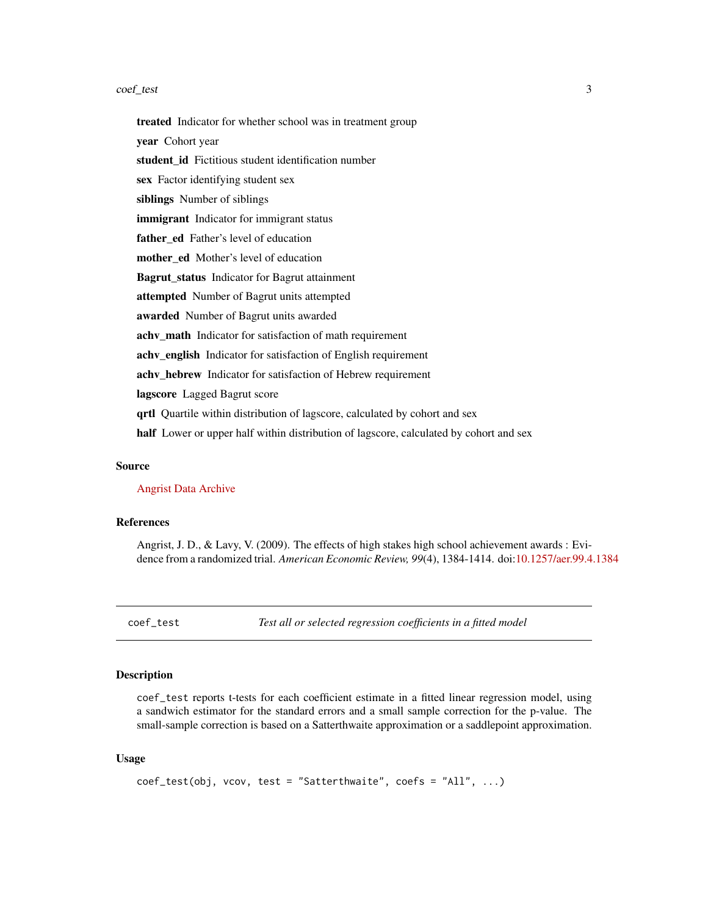**treated** Indicator for whether school was in treatment group

**year** Cohort year

**student_id** Fictitious student identification number

**sex** Factor identifying student sex

**siblings** Number of siblings

**immigrant** Indicator for immigrant status

**father_ed** Father's level of education

**mother_ed** Mother's level of education

**Bagrut_status** Indicator for Bagrut attainment

**attempted** Number of Bagrut units attempted

**awarded** Number of Bagrut units awarded

**achv_math** Indicator for satisfaction of math requirement

**achv_english** Indicator for satisfaction of English requirement

**achv_hebrew** Indicator for satisfaction of Hebrew requirement

**lagscore** Lagged Bagrut score

**qrtl** Quartile within distribution of lagscore, calculated by cohort and sex

**half** Lower or upper half within distribution of lagscore, calculated by cohort and sex

### Source

Angrist Data Archive

### References

Angrist, J. D., & Lavy, V. (2009). The effects of high stakes high school achievement awards : Evidence from a randomized trial. *American Economic Review, 99*(4), 1384-1414. doi:10.1257/aer.99.4.1384

---

## coef_test — *Test all or selected regression coefficients in a fitted model*

### Description

`coef_test` reports t-tests for each coefficient estimate in a fitted linear regression model, using a sandwich estimator for the standard errors and a small sample correction for the p-value. The small-sample correction is based on a Satterthwaite approximation or a saddlepoint approximation.

### Usage

```
coef_test(obj, vcov, test = "Satterthwaite", coefs = "All", ...)
```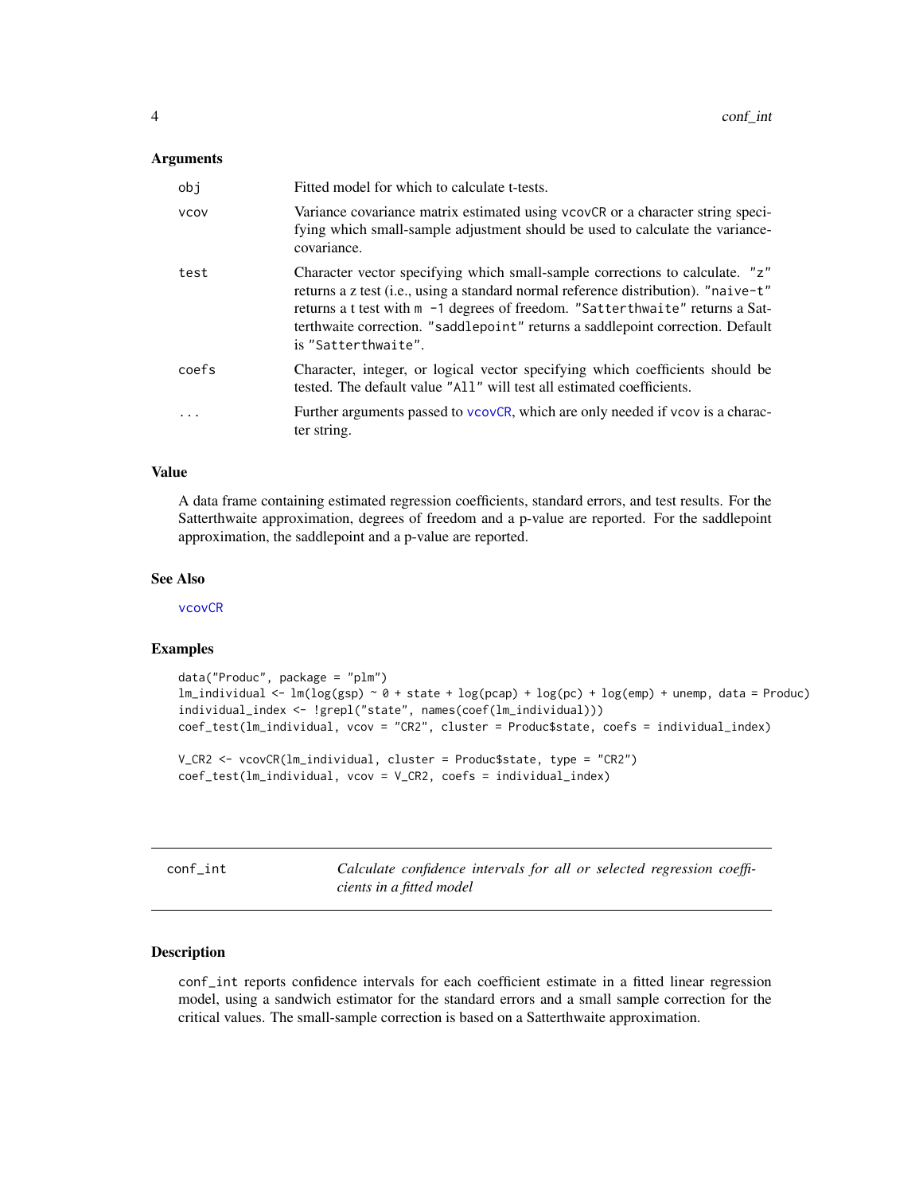### Arguments

| | |
|---|---|
| obj | Fitted model for which to calculate t-tests. |
| vcov | Variance covariance matrix estimated using vcovCR or a character string specifying which small-sample adjustment should be used to calculate the variance-covariance. |
| test | Character vector specifying which small-sample corrections to calculate. "z" returns a z test (i.e., using a standard normal reference distribution). "naive-t" returns a t test with m -1 degrees of freedom. "Satterthwaite" returns a Satterthwaite correction. "saddlepoint" returns a saddlepoint correction. Default is "Satterthwaite". |
| coefs | Character, integer, or logical vector specifying which coefficients should be tested. The default value "All" will test all estimated coefficients. |
| ... | Further arguments passed to vcovCR, which are only needed if vcov is a character string. |

### Value

A data frame containing estimated regression coefficients, standard errors, and test results. For the Satterthwaite approximation, degrees of freedom and a p-value are reported. For the saddlepoint approximation, the saddlepoint and a p-value are reported.

### See Also

vcovCR

### Examples

```
data("Produc", package = "plm")
lm_individual <- lm(log(gsp) ~ 0 + state + log(pcap) + log(pc) + log(emp) + unemp, data = Produc)
individual_index <- !grepl("state", names(coef(lm_individual)))
coef_test(lm_individual, vcov = "CR2", cluster = Produc$state, coefs = individual_index)

V_CR2 <- vcovCR(lm_individual, cluster = Produc$state, type = "CR2")
coef_test(lm_individual, vcov = V_CR2, coefs = individual_index)
```

---

## conf_int — *Calculate confidence intervals for all or selected regression coefficients in a fitted model*

### Description

conf_int reports confidence intervals for each coefficient estimate in a fitted linear regression model, using a sandwich estimator for the standard errors and a small sample correction for the critical values. The small-sample correction is based on a Satterthwaite approximation.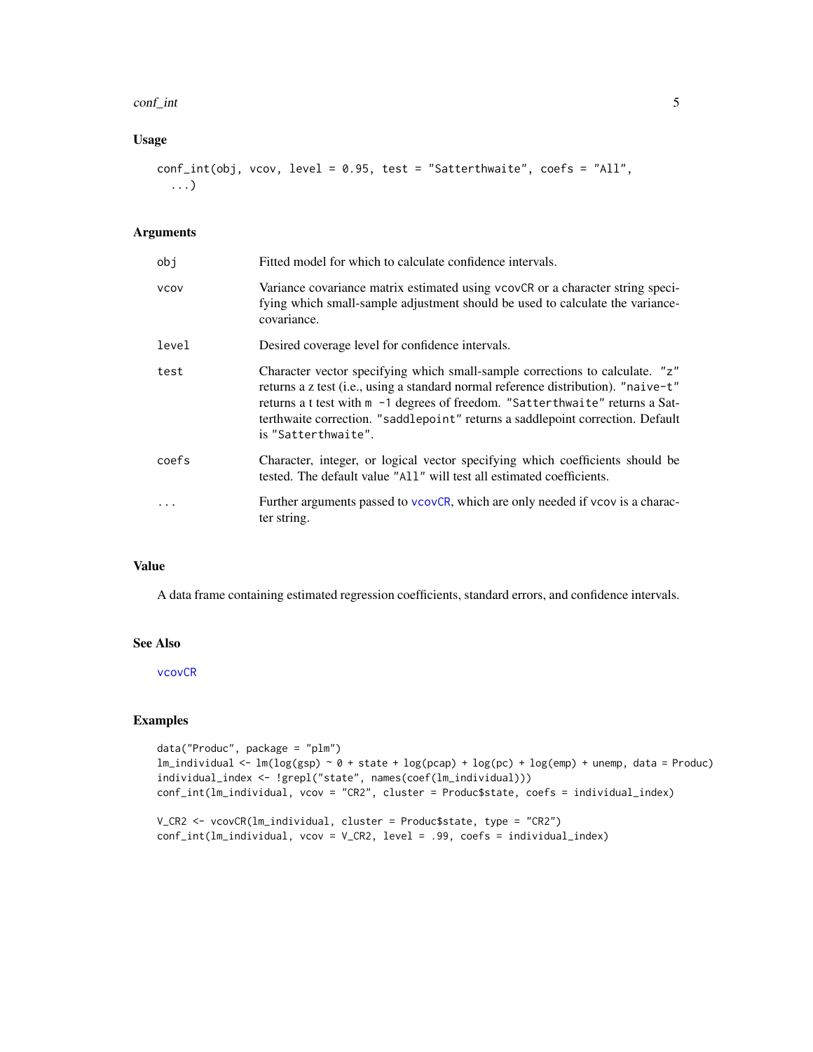### Usage

```
conf_int(obj, vcov, level = 0.95, test = "Satterthwaite", coefs = "All",
  ...)
```

### Arguments

| | |
|---|---|
| obj | Fitted model for which to calculate confidence intervals. |
| vcov | Variance covariance matrix estimated using vcovCR or a character string specifying which small-sample adjustment should be used to calculate the variance-covariance. |
| level | Desired coverage level for confidence intervals. |
| test | Character vector specifying which small-sample corrections to calculate. "z" returns a z test (i.e., using a standard normal reference distribution). "naive-t" returns a t test with m -1 degrees of freedom. "Satterthwaite" returns a Satterthwaite correction. "saddlepoint" returns a saddlepoint correction. Default is "Satterthwaite". |
| coefs | Character, integer, or logical vector specifying which coefficients should be tested. The default value "All" will test all estimated coefficients. |
| ... | Further arguments passed to vcovCR, which are only needed if vcov is a character string. |

### Value

A data frame containing estimated regression coefficients, standard errors, and confidence intervals.

### See Also

vcovCR

### Examples

```
data("Produc", package = "plm")
lm_individual <- lm(log(gsp) ~ 0 + state + log(pcap) + log(pc) + log(emp) + unemp, data = Produc)
individual_index <- !grepl("state", names(coef(lm_individual)))
conf_int(lm_individual, vcov = "CR2", cluster = Produc$state, coefs = individual_index)

V_CR2 <- vcovCR(lm_individual, cluster = Produc$state, type = "CR2")
conf_int(lm_individual, vcov = V_CR2, level = .99, coefs = individual_index)
```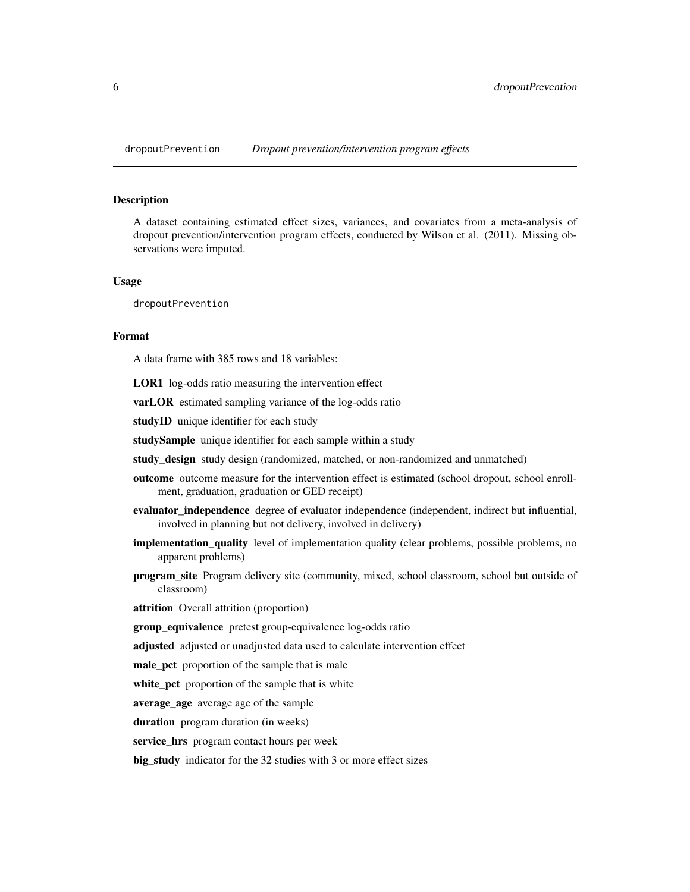`dropoutPrevention` *Dropout prevention/intervention program effects*

## Description

A dataset containing estimated effect sizes, variances, and covariates from a meta-analysis of dropout prevention/intervention program effects, conducted by Wilson et al. (2011). Missing observations were imputed.

## Usage

```
dropoutPrevention
```

## Format

A data frame with 385 rows and 18 variables:

- **LOR1** log-odds ratio measuring the intervention effect
- **varLOR** estimated sampling variance of the log-odds ratio
- **studyID** unique identifier for each study
- **studySample** unique identifier for each sample within a study
- **study_design** study design (randomized, matched, or non-randomized and unmatched)
- **outcome** outcome measure for the intervention effect is estimated (school dropout, school enrollment, graduation, graduation or GED receipt)
- **evaluator_independence** degree of evaluator independence (independent, indirect but influential, involved in planning but not delivery, involved in delivery)
- **implementation_quality** level of implementation quality (clear problems, possible problems, no apparent problems)
- **program_site** Program delivery site (community, mixed, school classroom, school but outside of classroom)
- **attrition** Overall attrition (proportion)
- **group_equivalence** pretest group-equivalence log-odds ratio
- **adjusted** adjusted or unadjusted data used to calculate intervention effect
- **male_pct** proportion of the sample that is male
- **white_pct** proportion of the sample that is white
- **average_age** average age of the sample
- **duration** program duration (in weeks)
- **service_hrs** program contact hours per week
- **big_study** indicator for the 32 studies with 3 or more effect sizes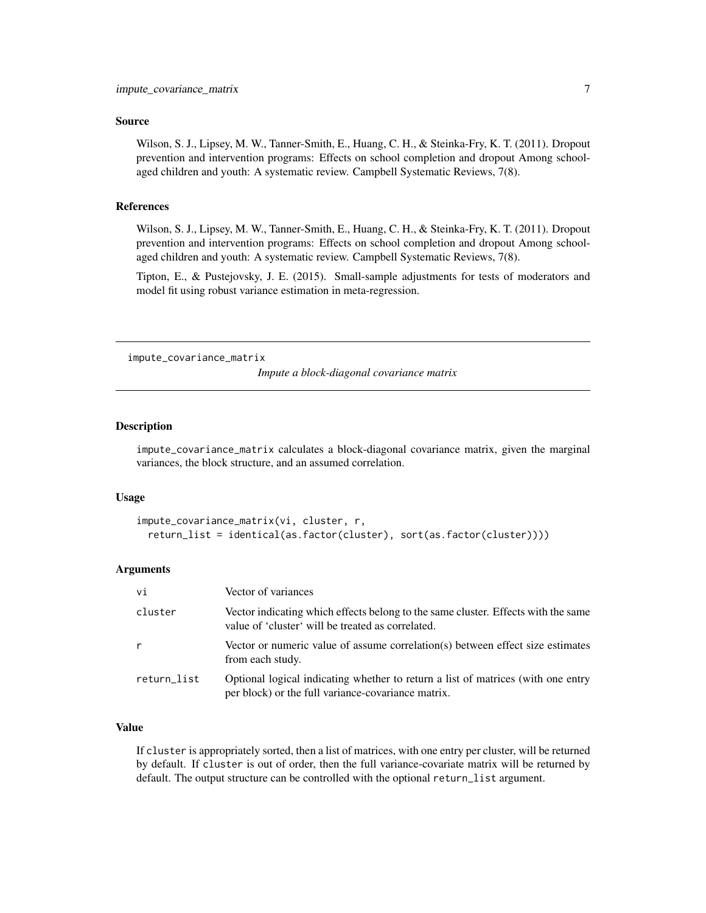### Source

Wilson, S. J., Lipsey, M. W., Tanner-Smith, E., Huang, C. H., & Steinka-Fry, K. T. (2011). Dropout prevention and intervention programs: Effects on school completion and dropout Among school-aged children and youth: A systematic review. Campbell Systematic Reviews, 7(8).

### References

Wilson, S. J., Lipsey, M. W., Tanner-Smith, E., Huang, C. H., & Steinka-Fry, K. T. (2011). Dropout prevention and intervention programs: Effects on school completion and dropout Among school-aged children and youth: A systematic review. Campbell Systematic Reviews, 7(8).

Tipton, E., & Pustejovsky, J. E. (2015). Small-sample adjustments for tests of moderators and model fit using robust variance estimation in meta-regression.

---

## impute_covariance_matrix

*Impute a block-diagonal covariance matrix*

### Description

impute_covariance_matrix calculates a block-diagonal covariance matrix, given the marginal variances, the block structure, and an assumed correlation.

### Usage

```
impute_covariance_matrix(vi, cluster, r,
  return_list = identical(as.factor(cluster), sort(as.factor(cluster))))
```

### Arguments

| | |
|---|---|
| vi | Vector of variances |
| cluster | Vector indicating which effects belong to the same cluster. Effects with the same value of 'cluster' will be treated as correlated. |
| r | Vector or numeric value of assume correlation(s) between effect size estimates from each study. |
| return_list | Optional logical indicating whether to return a list of matrices (with one entry per block) or the full variance-covariance matrix. |

### Value

If cluster is appropriately sorted, then a list of matrices, with one entry per cluster, will be returned by default. If cluster is out of order, then the full variance-covariate matrix will be returned by default. The output structure can be controlled with the optional return_list argument.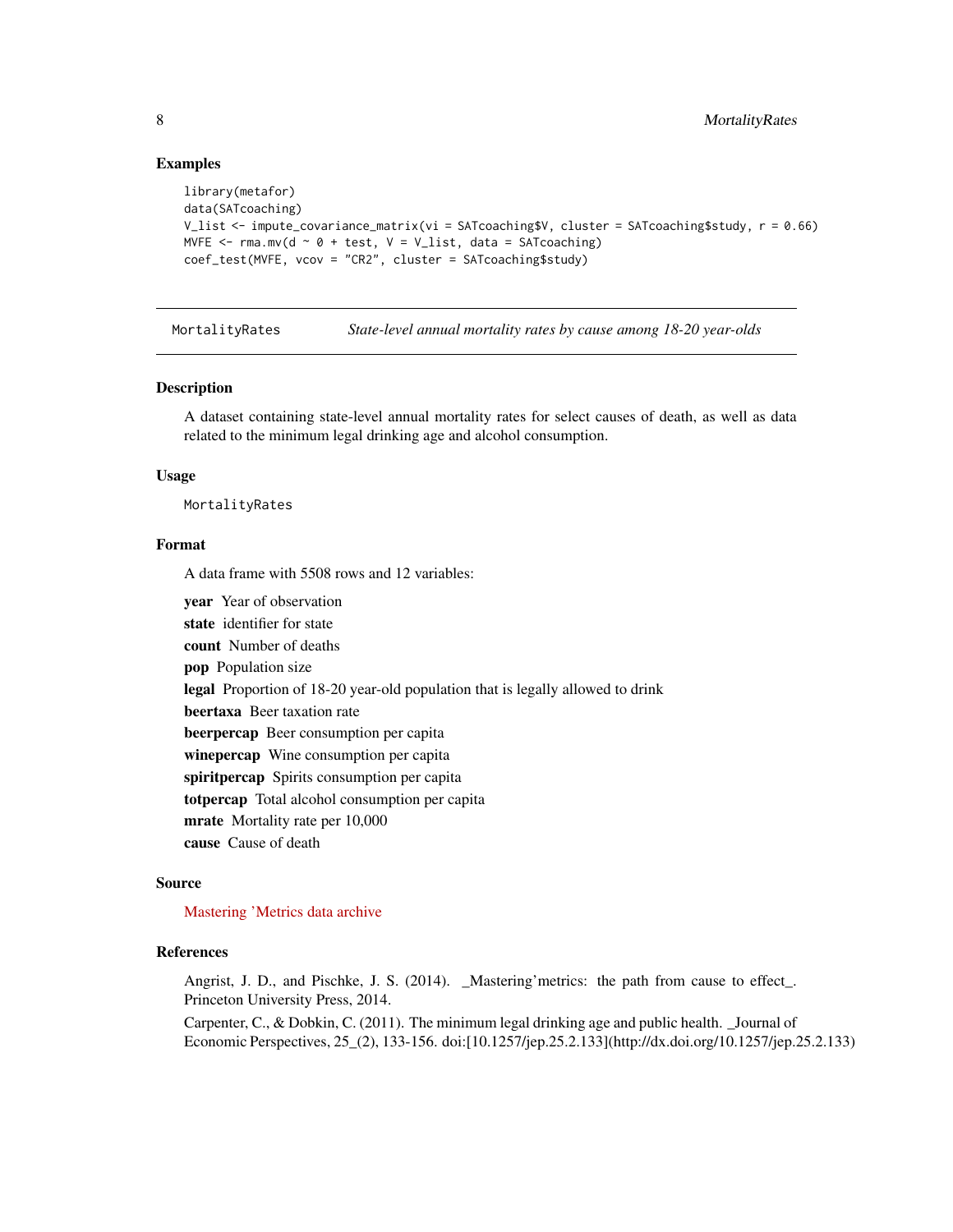### Examples

```
library(metafor)
data(SATcoaching)
V_list <- impute_covariance_matrix(vi = SATcoaching$V, cluster = SATcoaching$study, r = 0.66)
MVFE <- rma.mv(d ~ 0 + test, V = V_list, data = SATcoaching)
coef_test(MVFE, vcov = "CR2", cluster = SATcoaching$study)
```

---

## MortalityRates — *State-level annual mortality rates by cause among 18-20 year-olds*

### Description

A dataset containing state-level annual mortality rates for select causes of death, as well as data related to the minimum legal drinking age and alcohol consumption.

### Usage

```
MortalityRates
```

### Format

A data frame with 5508 rows and 12 variables:

- **year** Year of observation
- **state** identifier for state
- **count** Number of deaths
- **pop** Population size
- **legal** Proportion of 18-20 year-old population that is legally allowed to drink
- **beertaxa** Beer taxation rate
- **beerpercap** Beer consumption per capita
- **winepercap** Wine consumption per capita
- **spiritpercap** Spirits consumption per capita
- **totpercap** Total alcohol consumption per capita
- **mrate** Mortality rate per 10,000
- **cause** Cause of death

### Source

Mastering 'Metrics data archive

### References

Angrist, J. D., and Pischke, J. S. (2014). _Mastering'metrics: the path from cause to effect_. Princeton University Press, 2014.

Carpenter, C., & Dobkin, C. (2011). The minimum legal drinking age and public health. _Journal of Economic Perspectives, 25_(2), 133-156. doi:[10.1257/jep.25.2.133](http://dx.doi.org/10.1257/jep.25.2.133)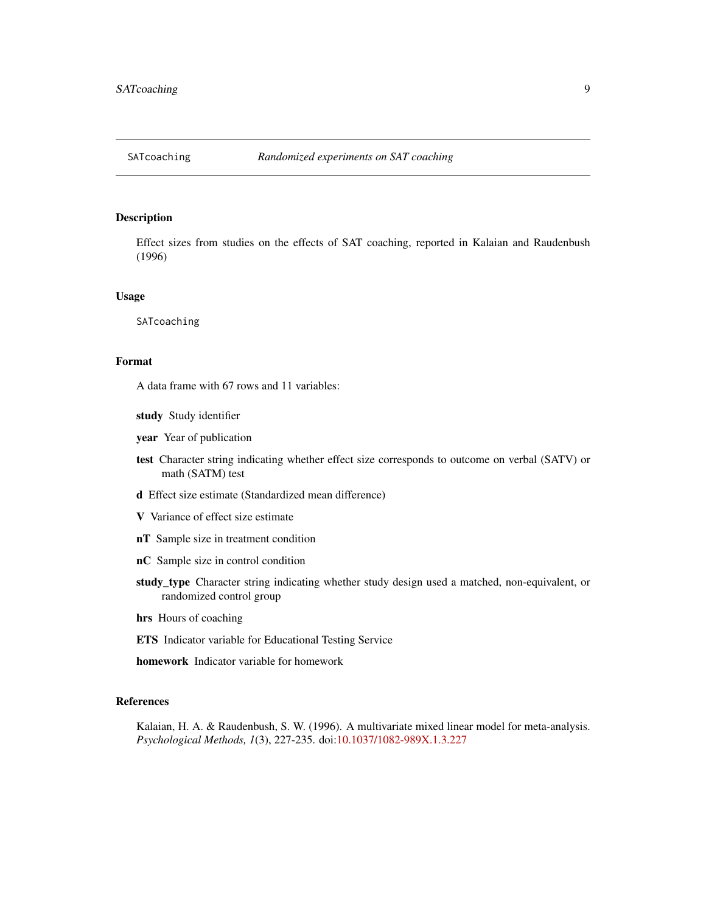## SATcoaching — *Randomized experiments on SAT coaching*

### Description

Effect sizes from studies on the effects of SAT coaching, reported in Kalaian and Raudenbush (1996)

### Usage

```
SATcoaching
```

### Format

A data frame with 67 rows and 11 variables:

- **study** Study identifier
- **year** Year of publication
- **test** Character string indicating whether effect size corresponds to outcome on verbal (SATV) or math (SATM) test
- **d** Effect size estimate (Standardized mean difference)
- **V** Variance of effect size estimate
- **nT** Sample size in treatment condition
- **nC** Sample size in control condition
- **study_type** Character string indicating whether study design used a matched, non-equivalent, or randomized control group
- **hrs** Hours of coaching
- **ETS** Indicator variable for Educational Testing Service
- **homework** Indicator variable for homework

### References

Kalaian, H. A. & Raudenbush, S. W. (1996). A multivariate mixed linear model for meta-analysis. *Psychological Methods, 1*(3), 227-235. doi:10.1037/1082-989X.1.3.227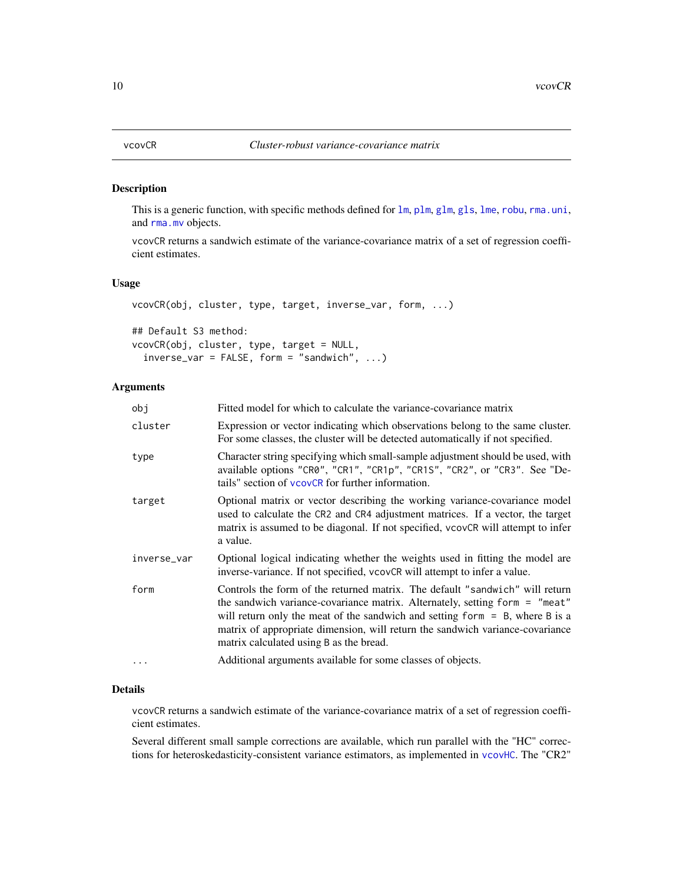## vcovCR — *Cluster-robust variance-covariance matrix*

### Description

This is a generic function, with specific methods defined for lm, plm, glm, gls, lme, robu, rma.uni, and rma.mv objects.

vcovCR returns a sandwich estimate of the variance-covariance matrix of a set of regression coefficient estimates.

### Usage

```
vcovCR(obj, cluster, type, target, inverse_var, form, ...)

## Default S3 method:
vcovCR(obj, cluster, type, target = NULL,
  inverse_var = FALSE, form = "sandwich", ...)
```

### Arguments

| | |
|---|---|
| obj | Fitted model for which to calculate the variance-covariance matrix |
| cluster | Expression or vector indicating which observations belong to the same cluster. For some classes, the cluster will be detected automatically if not specified. |
| type | Character string specifying which small-sample adjustment should be used, with available options "CR0", "CR1", "CR1p", "CR1S", "CR2", or "CR3". See "Details" section of vcovCR for further information. |
| target | Optional matrix or vector describing the working variance-covariance model used to calculate the CR2 and CR4 adjustment matrices. If a vector, the target matrix is assumed to be diagonal. If not specified, vcovCR will attempt to infer a value. |
| inverse_var | Optional logical indicating whether the weights used in fitting the model are inverse-variance. If not specified, vcovCR will attempt to infer a value. |
| form | Controls the form of the returned matrix. The default "sandwich" will return the sandwich variance-covariance matrix. Alternately, setting form = "meat" will return only the meat of the sandwich and setting form = B, where B is a matrix of appropriate dimension, will return the sandwich variance-covariance matrix calculated using B as the bread. |
| ... | Additional arguments available for some classes of objects. |

### Details

vcovCR returns a sandwich estimate of the variance-covariance matrix of a set of regression coefficient estimates.

Several different small sample corrections are available, which run parallel with the "HC" corrections for heteroskedasticity-consistent variance estimators, as implemented in vcovHC. The "CR2"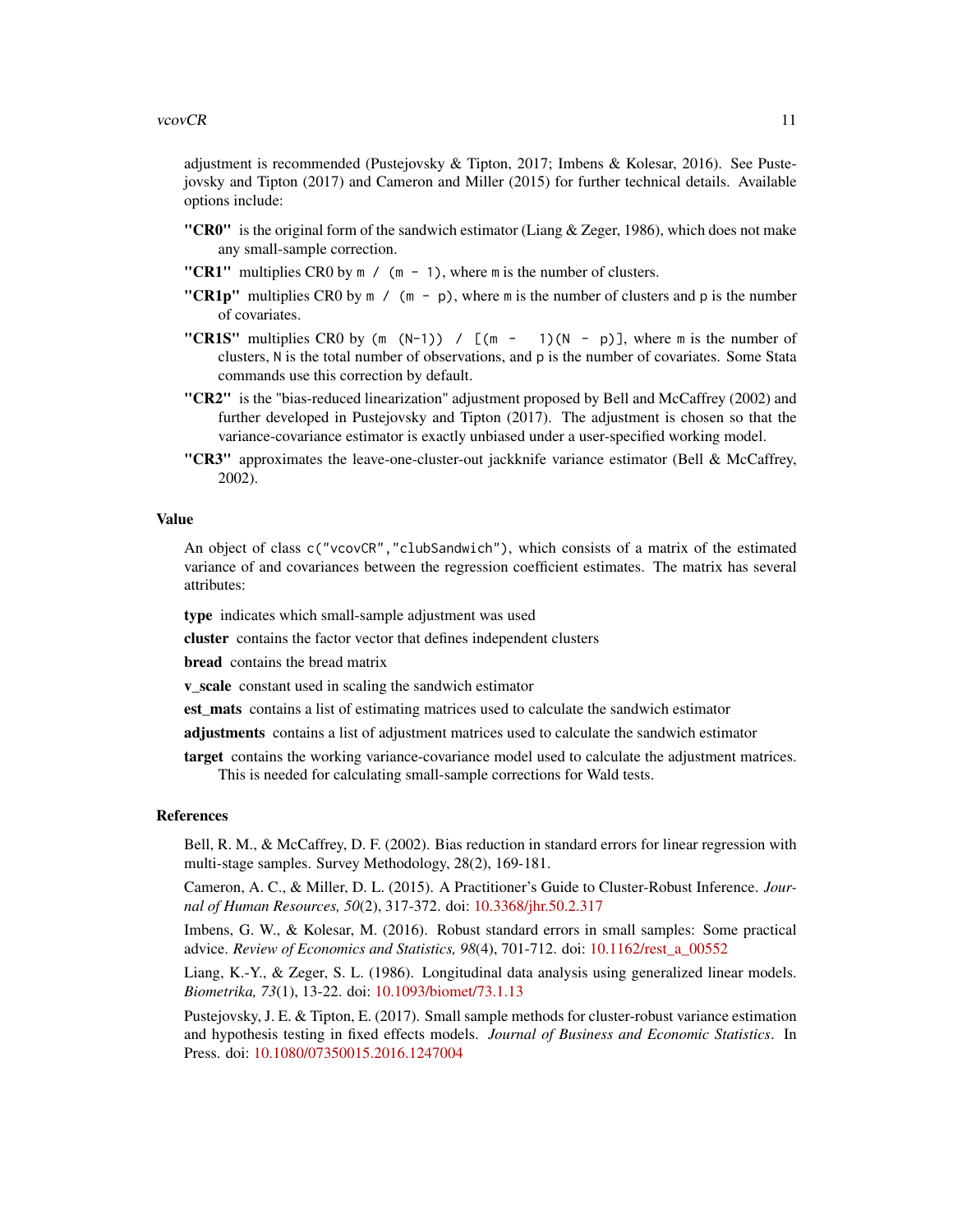adjustment is recommended (Pustejovsky & Tipton, 2017; Imbens & Kolesar, 2016). See Pustejovsky and Tipton (2017) and Cameron and Miller (2015) for further technical details. Available options include:

**"CR0"** is the original form of the sandwich estimator (Liang & Zeger, 1986), which does not make any small-sample correction.

**"CR1"** multiplies CR0 by `m / (m - 1)`, where `m` is the number of clusters.

**"CR1p"** multiplies CR0 by `m / (m - p)`, where `m` is the number of clusters and `p` is the number of covariates.

**"CR1S"** multiplies CR0 by `(m (N-1)) / [(m - 1)(N - p)]`, where `m` is the number of clusters, `N` is the total number of observations, and `p` is the number of covariates. Some Stata commands use this correction by default.

**"CR2"** is the "bias-reduced linearization" adjustment proposed by Bell and McCaffrey (2002) and further developed in Pustejovsky and Tipton (2017). The adjustment is chosen so that the variance-covariance estimator is exactly unbiased under a user-specified working model.

**"CR3"** approximates the leave-one-cluster-out jackknife variance estimator (Bell & McCaffrey, 2002).

## Value

An object of class `c("vcovCR","clubSandwich")`, which consists of a matrix of the estimated variance of and covariances between the regression coefficient estimates. The matrix has several attributes:

**type** indicates which small-sample adjustment was used

**cluster** contains the factor vector that defines independent clusters

**bread** contains the bread matrix

**v_scale** constant used in scaling the sandwich estimator

**est_mats** contains a list of estimating matrices used to calculate the sandwich estimator

**adjustments** contains a list of adjustment matrices used to calculate the sandwich estimator

**target** contains the working variance-covariance model used to calculate the adjustment matrices. This is needed for calculating small-sample corrections for Wald tests.

## References

Bell, R. M., & McCaffrey, D. F. (2002). Bias reduction in standard errors for linear regression with multi-stage samples. Survey Methodology, 28(2), 169-181.

Cameron, A. C., & Miller, D. L. (2015). A Practitioner's Guide to Cluster-Robust Inference. *Journal of Human Resources, 50*(2), 317-372. doi: 10.3368/jhr.50.2.317

Imbens, G. W., & Kolesar, M. (2016). Robust standard errors in small samples: Some practical advice. *Review of Economics and Statistics, 98*(4), 701-712. doi: 10.1162/rest_a_00552

Liang, K.-Y., & Zeger, S. L. (1986). Longitudinal data analysis using generalized linear models. *Biometrika, 73*(1), 13-22. doi: 10.1093/biomet/73.1.13

Pustejovsky, J. E. & Tipton, E. (2017). Small sample methods for cluster-robust variance estimation and hypothesis testing in fixed effects models. *Journal of Business and Economic Statistics*. In Press. doi: 10.1080/07350015.2016.1247004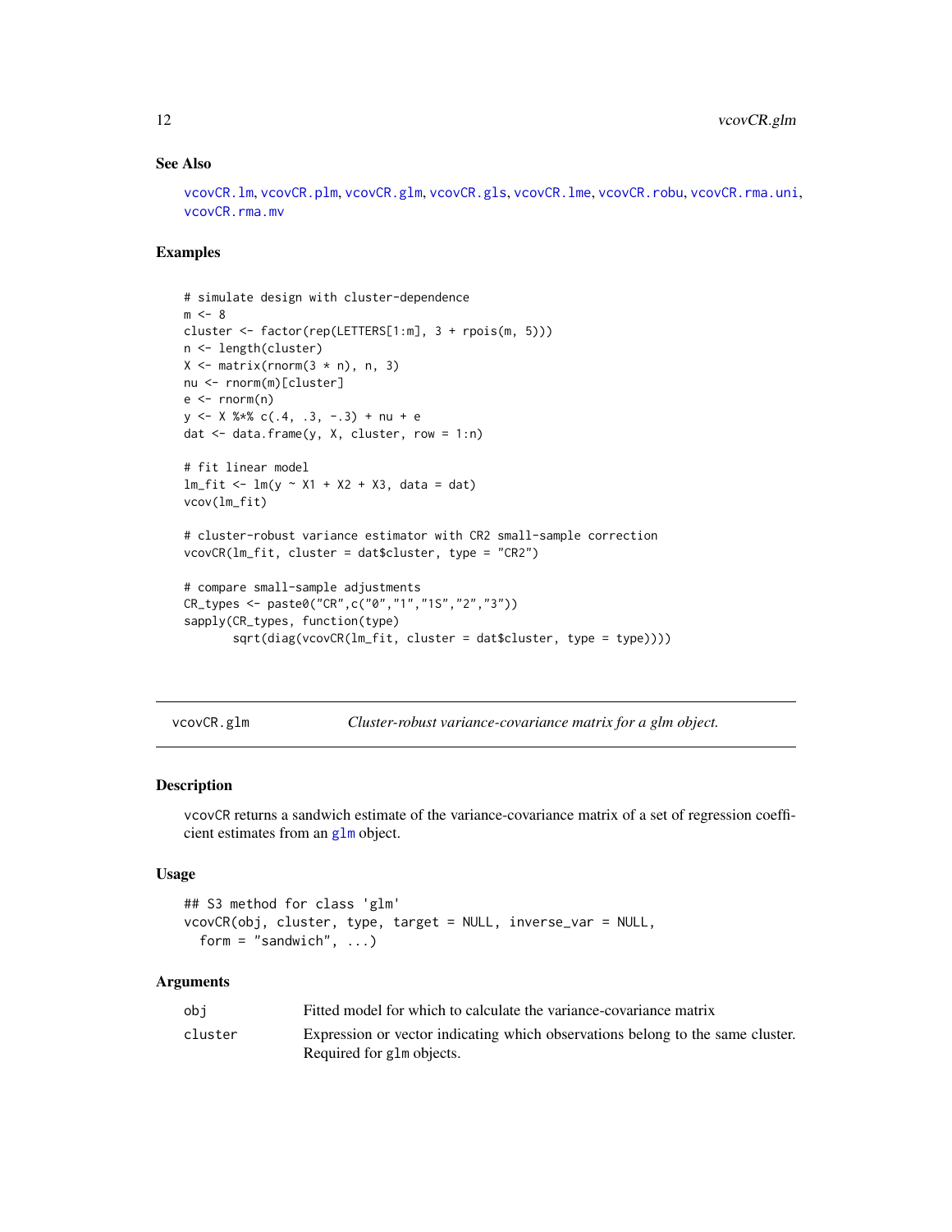### See Also

vcovCR.lm, vcovCR.plm, vcovCR.glm, vcovCR.gls, vcovCR.lme, vcovCR.robu, vcovCR.rma.uni, vcovCR.rma.mv

### Examples

```
# simulate design with cluster-dependence
m <- 8
cluster <- factor(rep(LETTERS[1:m], 3 + rpois(m, 5)))
n <- length(cluster)
X <- matrix(rnorm(3 * n), n, 3)
nu <- rnorm(m)[cluster]
e <- rnorm(n)
y <- X %*% c(.4, .3, -.3) + nu + e
dat <- data.frame(y, X, cluster, row = 1:n)

# fit linear model
lm_fit <- lm(y ~ X1 + X2 + X3, data = dat)
vcov(lm_fit)

# cluster-robust variance estimator with CR2 small-sample correction
vcovCR(lm_fit, cluster = dat$cluster, type = "CR2")

# compare small-sample adjustments
CR_types <- paste0("CR",c("0","1","1S","2","3"))
sapply(CR_types, function(type)
       sqrt(diag(vcovCR(lm_fit, cluster = dat$cluster, type = type))))
```

---

## vcovCR.glm — *Cluster-robust variance-covariance matrix for a glm object.*

### Description

vcovCR returns a sandwich estimate of the variance-covariance matrix of a set of regression coefficient estimates from an glm object.

### Usage

```
## S3 method for class 'glm'
vcovCR(obj, cluster, type, target = NULL, inverse_var = NULL,
  form = "sandwich", ...)
```

### Arguments

| | |
|---|---|
| obj | Fitted model for which to calculate the variance-covariance matrix |
| cluster | Expression or vector indicating which observations belong to the same cluster. Required for glm objects. |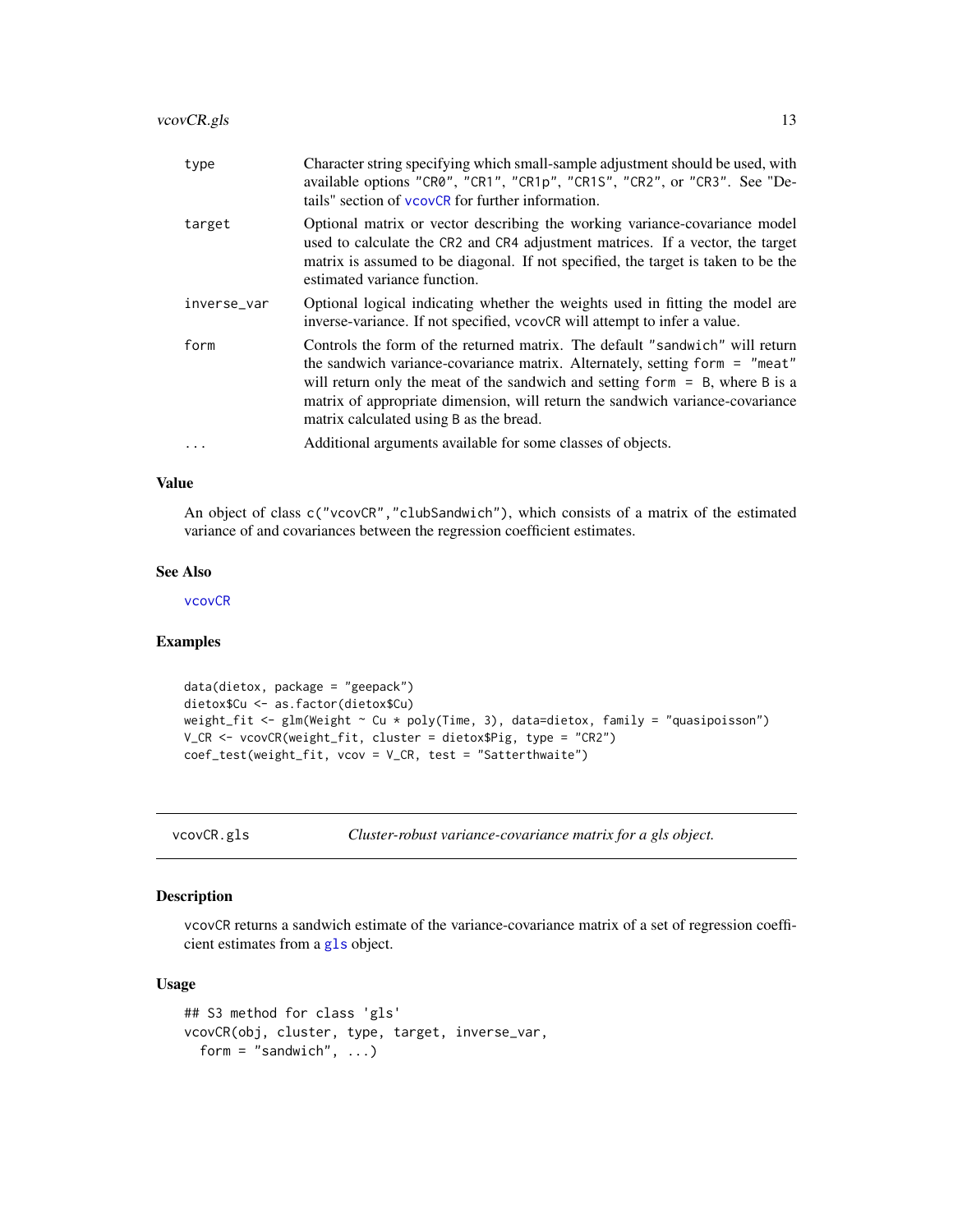| | |
|---|---|
| type | Character string specifying which small-sample adjustment should be used, with available options "CR0", "CR1", "CR1p", "CR1S", "CR2", or "CR3". See "Details" section of vcovCR for further information. |
| target | Optional matrix or vector describing the working variance-covariance model used to calculate the CR2 and CR4 adjustment matrices. If a vector, the target matrix is assumed to be diagonal. If not specified, the target is taken to be the estimated variance function. |
| inverse_var | Optional logical indicating whether the weights used in fitting the model are inverse-variance. If not specified, vcovCR will attempt to infer a value. |
| form | Controls the form of the returned matrix. The default "sandwich" will return the sandwich variance-covariance matrix. Alternately, setting form = "meat" will return only the meat of the sandwich and setting form = B, where B is a matrix of appropriate dimension, will return the sandwich variance-covariance matrix calculated using B as the bread. |
| ... | Additional arguments available for some classes of objects. |

### Value

An object of class c("vcovCR","clubSandwich"), which consists of a matrix of the estimated variance of and covariances between the regression coefficient estimates.

### See Also

vcovCR

### Examples

```
data(dietox, package = "geepack")
dietox$Cu <- as.factor(dietox$Cu)
weight_fit <- glm(Weight ~ Cu * poly(Time, 3), data=dietox, family = "quasipoisson")
V_CR <- vcovCR(weight_fit, cluster = dietox$Pig, type = "CR2")
coef_test(weight_fit, vcov = V_CR, test = "Satterthwaite")
```

## vcovCR.gls — *Cluster-robust variance-covariance matrix for a gls object.*

### Description

vcovCR returns a sandwich estimate of the variance-covariance matrix of a set of regression coefficient estimates from a gls object.

### Usage

```
## S3 method for class 'gls'
vcovCR(obj, cluster, type, target, inverse_var,
  form = "sandwich", ...)
```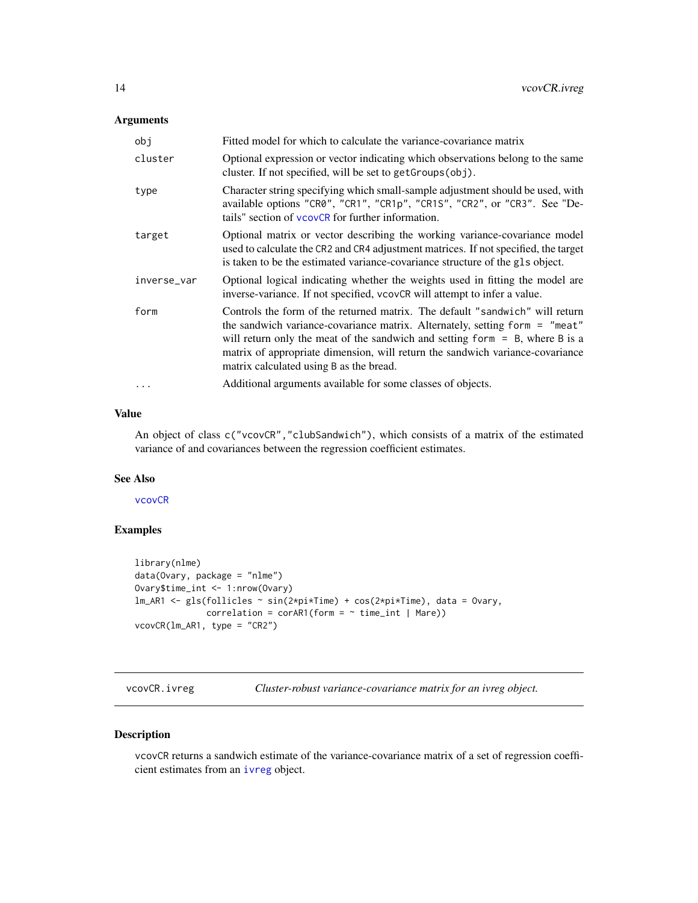## Arguments

| | |
|---|---|
| obj | Fitted model for which to calculate the variance-covariance matrix |
| cluster | Optional expression or vector indicating which observations belong to the same cluster. If not specified, will be set to `getGroups(obj)`. |
| type | Character string specifying which small-sample adjustment should be used, with available options "CR0", "CR1", "CR1p", "CR1S", "CR2", or "CR3". See "Details" section of vcovCR for further information. |
| target | Optional matrix or vector describing the working variance-covariance model used to calculate the CR2 and CR4 adjustment matrices. If not specified, the target is taken to be the estimated variance-covariance structure of the gls object. |
| inverse_var | Optional logical indicating whether the weights used in fitting the model are inverse-variance. If not specified, vcovCR will attempt to infer a value. |
| form | Controls the form of the returned matrix. The default "sandwich" will return the sandwich variance-covariance matrix. Alternately, setting `form = "meat"` will return only the meat of the sandwich and setting `form = B`, where B is a matrix of appropriate dimension, will return the sandwich variance-covariance matrix calculated using B as the bread. |
| ... | Additional arguments available for some classes of objects. |

## Value

An object of class `c("vcovCR","clubSandwich")`, which consists of a matrix of the estimated variance of and covariances between the regression coefficient estimates.

## See Also

vcovCR

## Examples

```
library(nlme)
data(Ovary, package = "nlme")
Ovary$time_int <- 1:nrow(Ovary)
lm_AR1 <- gls(follicles ~ sin(2*pi*Time) + cos(2*pi*Time), data = Ovary,
              correlation = corAR1(form = ~ time_int | Mare))
vcovCR(lm_AR1, type = "CR2")
```

---

# vcovCR.ivreg — *Cluster-robust variance-covariance matrix for an ivreg object.*

## Description

vcovCR returns a sandwich estimate of the variance-covariance matrix of a set of regression coefficient estimates from an ivreg object.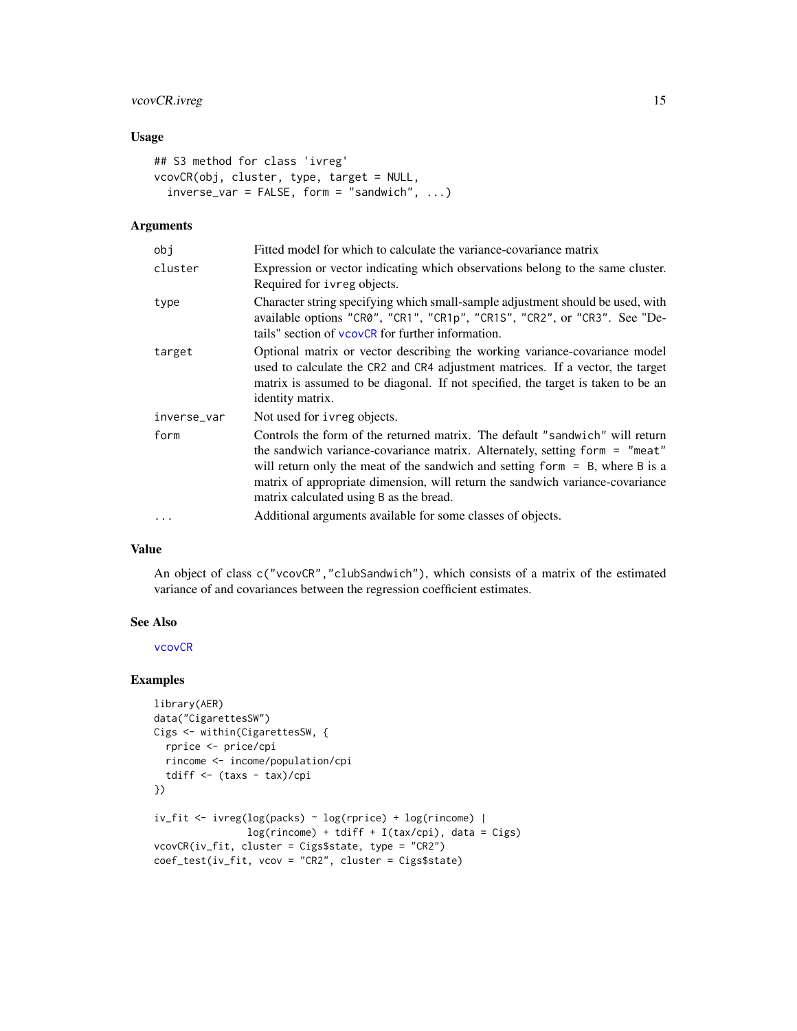## Usage

```
## S3 method for class 'ivreg'
vcovCR(obj, cluster, type, target = NULL,
  inverse_var = FALSE, form = "sandwich", ...)
```

## Arguments

| | |
|---|---|
| obj | Fitted model for which to calculate the variance-covariance matrix |
| cluster | Expression or vector indicating which observations belong to the same cluster. Required for ivreg objects. |
| type | Character string specifying which small-sample adjustment should be used, with available options "CR0", "CR1", "CR1p", "CR1S", "CR2", or "CR3". See "Details" section of vcovCR for further information. |
| target | Optional matrix or vector describing the working variance-covariance model used to calculate the CR2 and CR4 adjustment matrices. If a vector, the target matrix is assumed to be diagonal. If not specified, the target is taken to be an identity matrix. |
| inverse_var | Not used for ivreg objects. |
| form | Controls the form of the returned matrix. The default "sandwich" will return the sandwich variance-covariance matrix. Alternately, setting form = "meat" will return only the meat of the sandwich and setting form = B, where B is a matrix of appropriate dimension, will return the sandwich variance-covariance matrix calculated using B as the bread. |
| ... | Additional arguments available for some classes of objects. |

## Value

An object of class c("vcovCR","clubSandwich"), which consists of a matrix of the estimated variance of and covariances between the regression coefficient estimates.

## See Also

vcovCR

## Examples

```
library(AER)
data("CigarettesSW")
Cigs <- within(CigarettesSW, {
  rprice <- price/cpi
  rincome <- income/population/cpi
  tdiff <- (taxs - tax)/cpi
})

iv_fit <- ivreg(log(packs) ~ log(rprice) + log(rincome) |
                log(rincome) + tdiff + I(tax/cpi), data = Cigs)
vcovCR(iv_fit, cluster = Cigs$state, type = "CR2")
coef_test(iv_fit, vcov = "CR2", cluster = Cigs$state)
```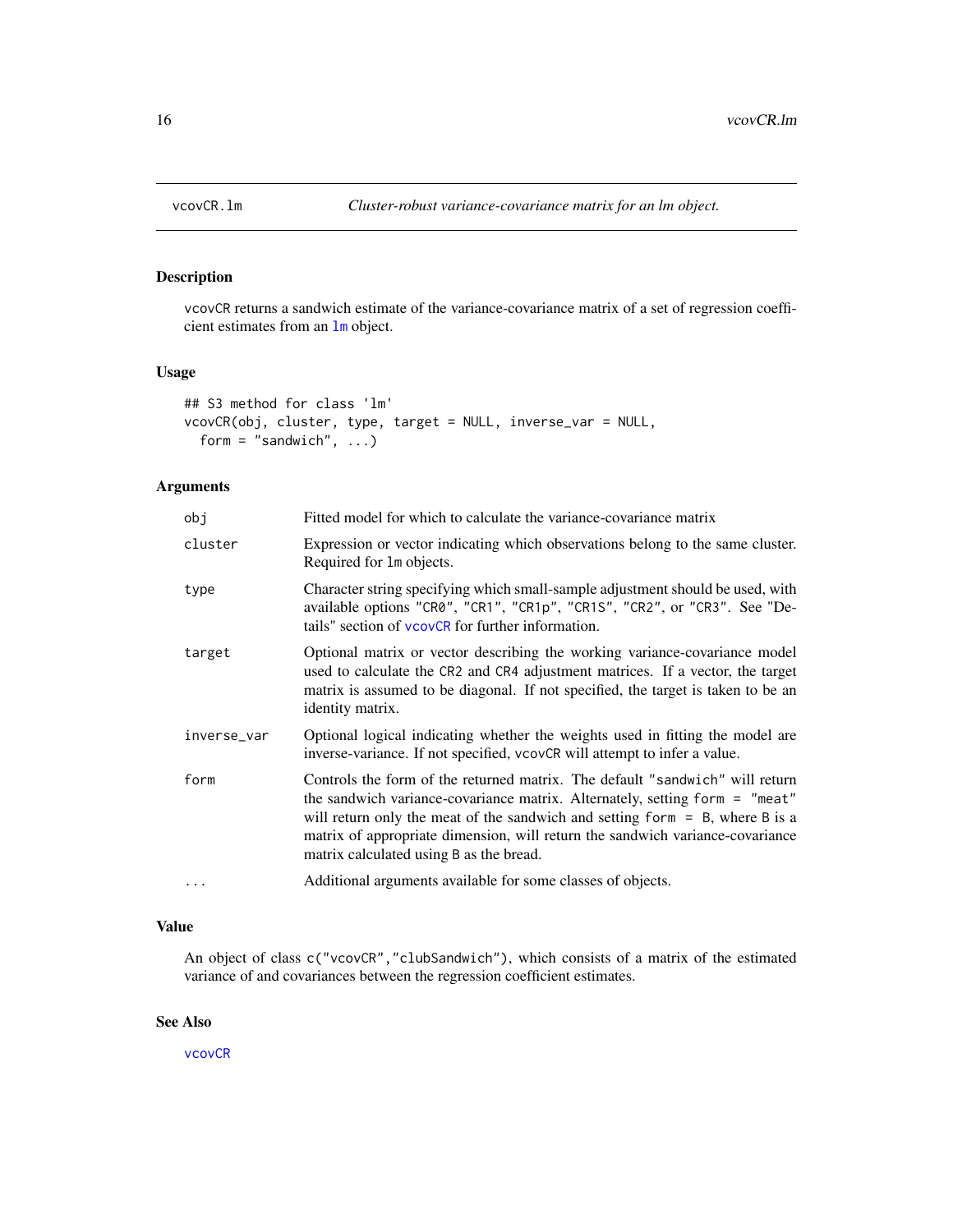vcovCR.lm — *Cluster-robust variance-covariance matrix for an lm object.*

## Description

vcovCR returns a sandwich estimate of the variance-covariance matrix of a set of regression coefficient estimates from an lm object.

## Usage

```
## S3 method for class 'lm'
vcovCR(obj, cluster, type, target = NULL, inverse_var = NULL,
  form = "sandwich", ...)
```

## Arguments

| | |
|---|---|
| obj | Fitted model for which to calculate the variance-covariance matrix |
| cluster | Expression or vector indicating which observations belong to the same cluster. Required for lm objects. |
| type | Character string specifying which small-sample adjustment should be used, with available options "CR0", "CR1", "CR1p", "CR1S", "CR2", or "CR3". See "Details" section of vcovCR for further information. |
| target | Optional matrix or vector describing the working variance-covariance model used to calculate the CR2 and CR4 adjustment matrices. If a vector, the target matrix is assumed to be diagonal. If not specified, the target is taken to be an identity matrix. |
| inverse_var | Optional logical indicating whether the weights used in fitting the model are inverse-variance. If not specified, vcovCR will attempt to infer a value. |
| form | Controls the form of the returned matrix. The default "sandwich" will return the sandwich variance-covariance matrix. Alternately, setting form = "meat" will return only the meat of the sandwich and setting form = B, where B is a matrix of appropriate dimension, will return the sandwich variance-covariance matrix calculated using B as the bread. |
| ... | Additional arguments available for some classes of objects. |

## Value

An object of class c("vcovCR","clubSandwich"), which consists of a matrix of the estimated variance of and covariances between the regression coefficient estimates.

## See Also

vcovCR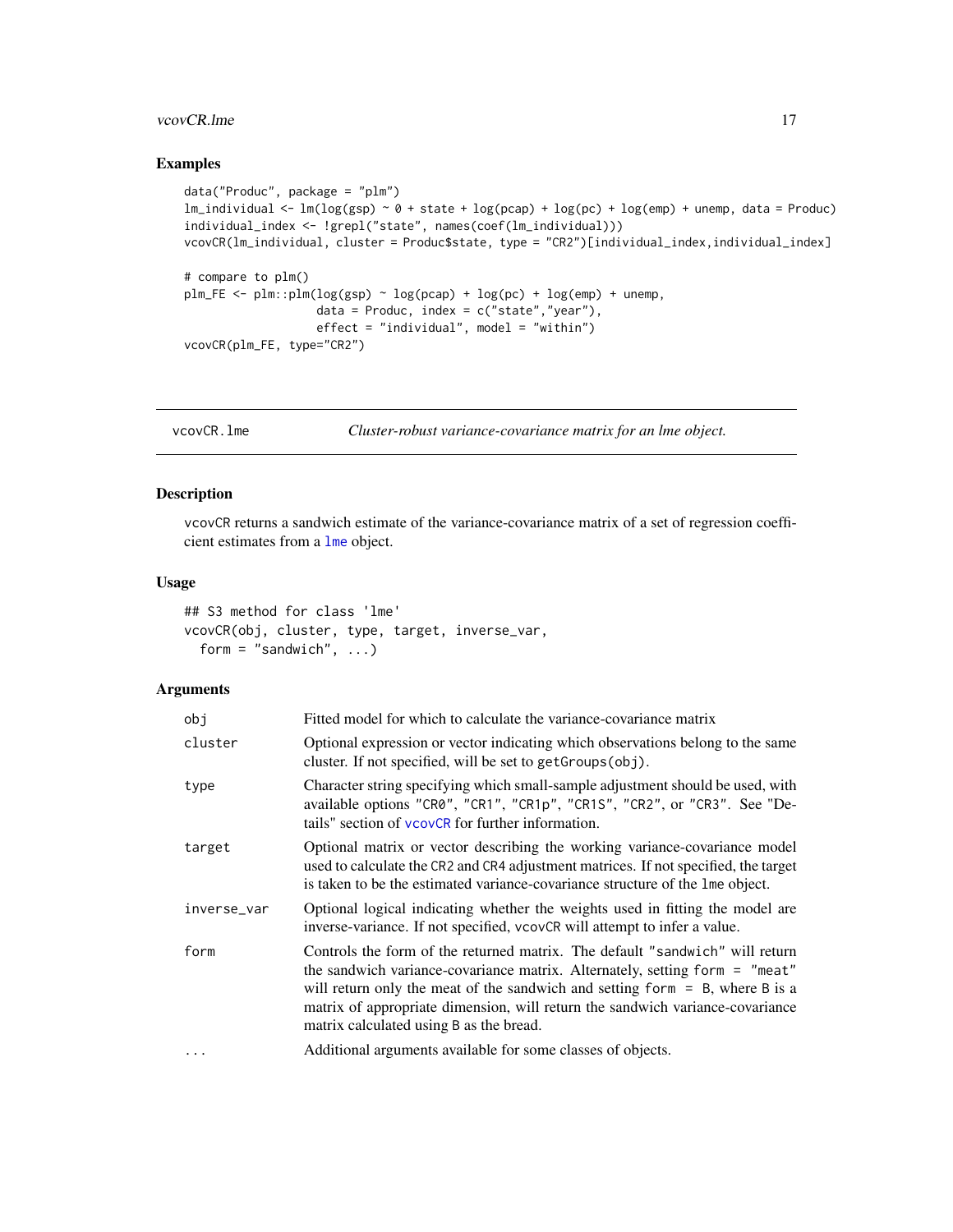## Examples

```
data("Produc", package = "plm")
lm_individual <- lm(log(gsp) ~ 0 + state + log(pcap) + log(pc) + log(emp) + unemp, data = Produc)
individual_index <- !grepl("state", names(coef(lm_individual)))
vcovCR(lm_individual, cluster = Produc$state, type = "CR2")[individual_index,individual_index]

# compare to plm()
plm_FE <- plm::plm(log(gsp) ~ log(pcap) + log(pc) + log(emp) + unemp,
                   data = Produc, index = c("state","year"),
                   effect = "individual", model = "within")
vcovCR(plm_FE, type="CR2")
```

---

# vcovCR.lme — *Cluster-robust variance-covariance matrix for an lme object.*

## Description

vcovCR returns a sandwich estimate of the variance-covariance matrix of a set of regression coefficient estimates from a lme object.

## Usage

```
## S3 method for class 'lme'
vcovCR(obj, cluster, type, target, inverse_var,
  form = "sandwich", ...)
```

## Arguments

| | |
|---|---|
| obj | Fitted model for which to calculate the variance-covariance matrix |
| cluster | Optional expression or vector indicating which observations belong to the same cluster. If not specified, will be set to getGroups(obj). |
| type | Character string specifying which small-sample adjustment should be used, with available options "CR0", "CR1", "CR1p", "CR1S", "CR2", or "CR3". See "Details" section of vcovCR for further information. |
| target | Optional matrix or vector describing the working variance-covariance model used to calculate the CR2 and CR4 adjustment matrices. If not specified, the target is taken to be the estimated variance-covariance structure of the lme object. |
| inverse_var | Optional logical indicating whether the weights used in fitting the model are inverse-variance. If not specified, vcovCR will attempt to infer a value. |
| form | Controls the form of the returned matrix. The default "sandwich" will return the sandwich variance-covariance matrix. Alternately, setting form = "meat" will return only the meat of the sandwich and setting form = B, where B is a matrix of appropriate dimension, will return the sandwich variance-covariance matrix calculated using B as the bread. |
| ... | Additional arguments available for some classes of objects. |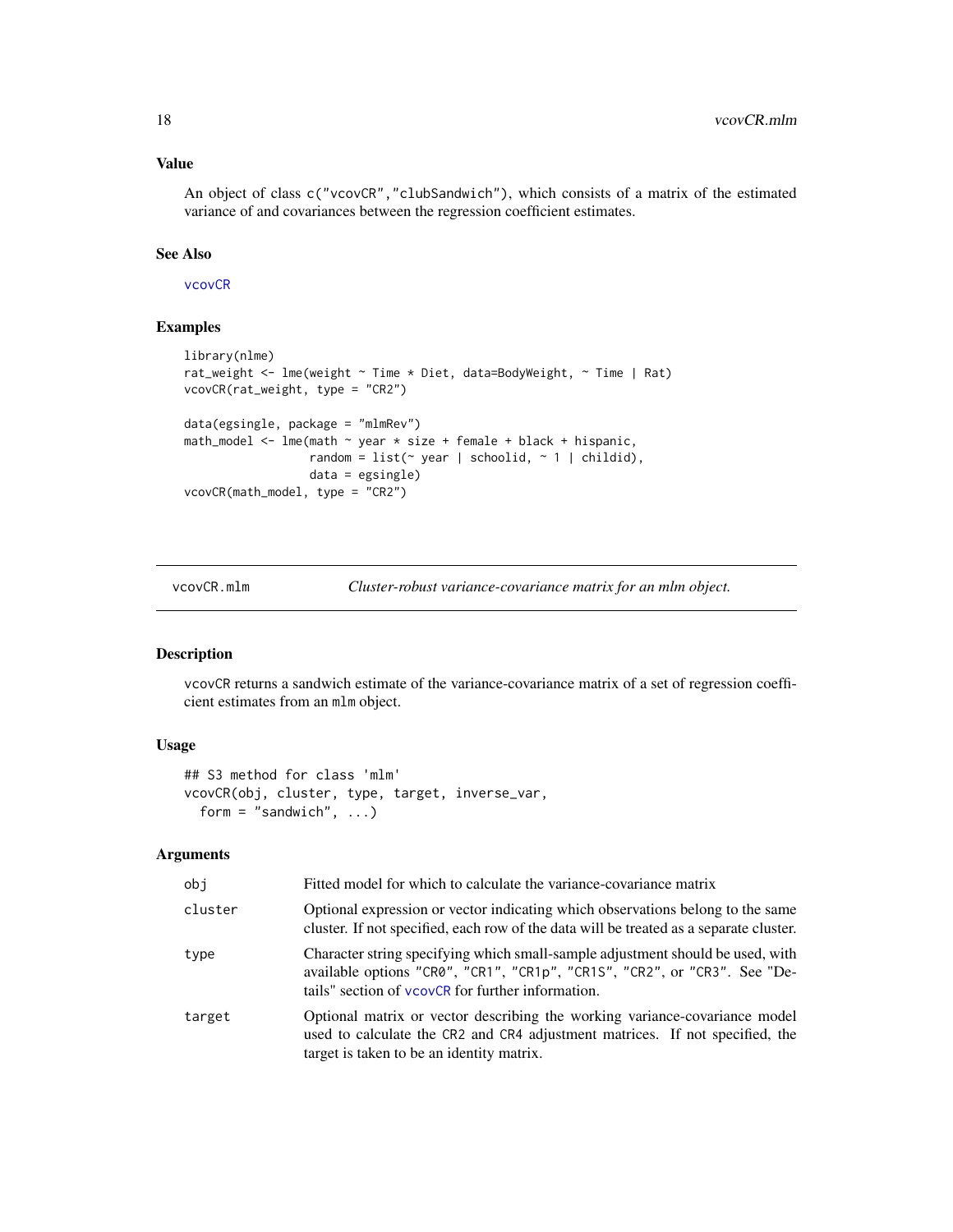## Value

An object of class c("vcovCR","clubSandwich"), which consists of a matrix of the estimated variance of and covariances between the regression coefficient estimates.

## See Also

vcovCR

## Examples

```
library(nlme)
rat_weight <- lme(weight ~ Time * Diet, data=BodyWeight, ~ Time | Rat)
vcovCR(rat_weight, type = "CR2")

data(egsingle, package = "mlmRev")
math_model <- lme(math ~ year * size + female + black + hispanic,
                  random = list(~ year | schoolid, ~ 1 | childid),
                  data = egsingle)
vcovCR(math_model, type = "CR2")
```

---

# vcovCR.mlm — *Cluster-robust variance-covariance matrix for an mlm object.*

## Description

vcovCR returns a sandwich estimate of the variance-covariance matrix of a set of regression coefficient estimates from an mlm object.

## Usage

```
## S3 method for class 'mlm'
vcovCR(obj, cluster, type, target, inverse_var,
  form = "sandwich", ...)
```

## Arguments

| | |
|---|---|
| obj | Fitted model for which to calculate the variance-covariance matrix |
| cluster | Optional expression or vector indicating which observations belong to the same cluster. If not specified, each row of the data will be treated as a separate cluster. |
| type | Character string specifying which small-sample adjustment should be used, with available options "CR0", "CR1", "CR1p", "CR1S", "CR2", or "CR3". See "Details" section of vcovCR for further information. |
| target | Optional matrix or vector describing the working variance-covariance model used to calculate the CR2 and CR4 adjustment matrices. If not specified, the target is taken to be an identity matrix. |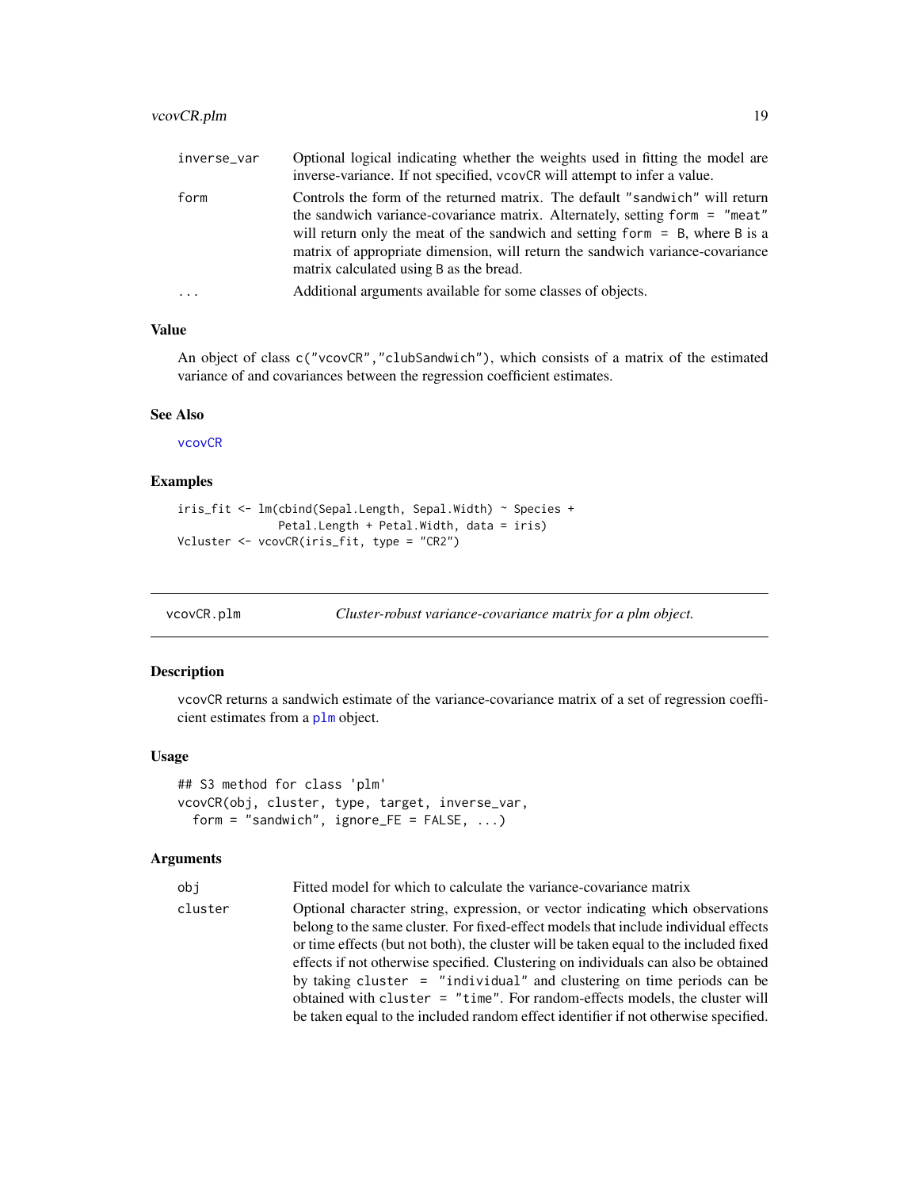| | |
|---|---|
| inverse_var | Optional logical indicating whether the weights used in fitting the model are inverse-variance. If not specified, vcovCR will attempt to infer a value. |
| form | Controls the form of the returned matrix. The default "sandwich" will return the sandwich variance-covariance matrix. Alternately, setting form = "meat" will return only the meat of the sandwich and setting form = B, where B is a matrix of appropriate dimension, will return the sandwich variance-covariance matrix calculated using B as the bread. |
| ... | Additional arguments available for some classes of objects. |

### Value

An object of class c("vcovCR","clubSandwich"), which consists of a matrix of the estimated variance of and covariances between the regression coefficient estimates.

### See Also

vcovCR

### Examples

```
iris_fit <- lm(cbind(Sepal.Length, Sepal.Width) ~ Species +
              Petal.Length + Petal.Width, data = iris)
Vcluster <- vcovCR(iris_fit, type = "CR2")
```

---

## vcovCR.plm — *Cluster-robust variance-covariance matrix for a plm object.*

### Description

vcovCR returns a sandwich estimate of the variance-covariance matrix of a set of regression coefficient estimates from a plm object.

### Usage

```
## S3 method for class 'plm'
vcovCR(obj, cluster, type, target, inverse_var,
  form = "sandwich", ignore_FE = FALSE, ...)
```

### Arguments

| | |
|---|---|
| obj | Fitted model for which to calculate the variance-covariance matrix |
| cluster | Optional character string, expression, or vector indicating which observations belong to the same cluster. For fixed-effect models that include individual effects or time effects (but not both), the cluster will be taken equal to the included fixed effects if not otherwise specified. Clustering on individuals can also be obtained by taking cluster = "individual" and clustering on time periods can be obtained with cluster = "time". For random-effects models, the cluster will be taken equal to the included random effect identifier if not otherwise specified. |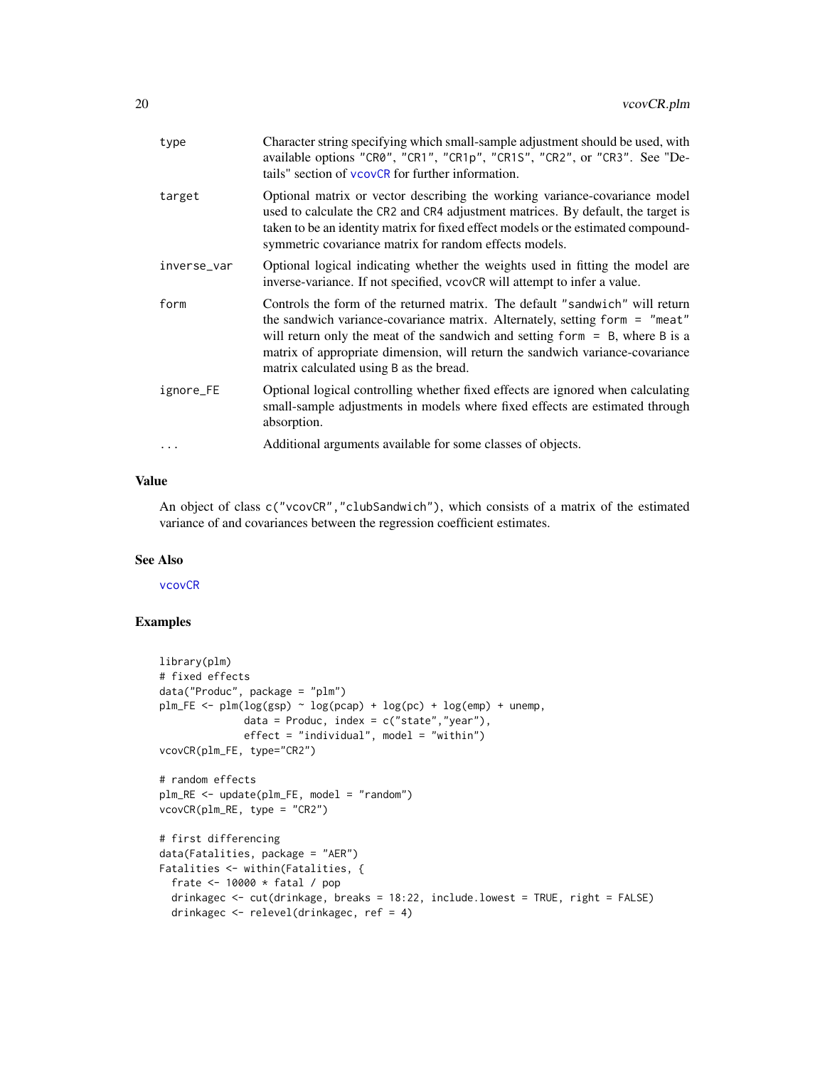| | |
|---|---|
| type | Character string specifying which small-sample adjustment should be used, with available options "CR0", "CR1", "CR1p", "CR1S", "CR2", or "CR3". See "Details" section of vcovCR for further information. |
| target | Optional matrix or vector describing the working variance-covariance model used to calculate the CR2 and CR4 adjustment matrices. By default, the target is taken to be an identity matrix for fixed effect models or the estimated compound-symmetric covariance matrix for random effects models. |
| inverse_var | Optional logical indicating whether the weights used in fitting the model are inverse-variance. If not specified, vcovCR will attempt to infer a value. |
| form | Controls the form of the returned matrix. The default "sandwich" will return the sandwich variance-covariance matrix. Alternately, setting form = "meat" will return only the meat of the sandwich and setting form = B, where B is a matrix of appropriate dimension, will return the sandwich variance-covariance matrix calculated using B as the bread. |
| ignore_FE | Optional logical controlling whether fixed effects are ignored when calculating small-sample adjustments in models where fixed effects are estimated through absorption. |
| ... | Additional arguments available for some classes of objects. |

### Value

An object of class c("vcovCR","clubSandwich"), which consists of a matrix of the estimated variance of and covariances between the regression coefficient estimates.

### See Also

vcovCR

### Examples

```
library(plm)
# fixed effects
data("Produc", package = "plm")
plm_FE <- plm(log(gsp) ~ log(pcap) + log(pc) + log(emp) + unemp,
              data = Produc, index = c("state","year"),
              effect = "individual", model = "within")
vcovCR(plm_FE, type="CR2")

# random effects
plm_RE <- update(plm_FE, model = "random")
vcovCR(plm_RE, type = "CR2")

# first differencing
data(Fatalities, package = "AER")
Fatalities <- within(Fatalities, {
  frate <- 10000 * fatal / pop
  drinkagec <- cut(drinkage, breaks = 18:22, include.lowest = TRUE, right = FALSE)
  drinkagec <- relevel(drinkagec, ref = 4)
```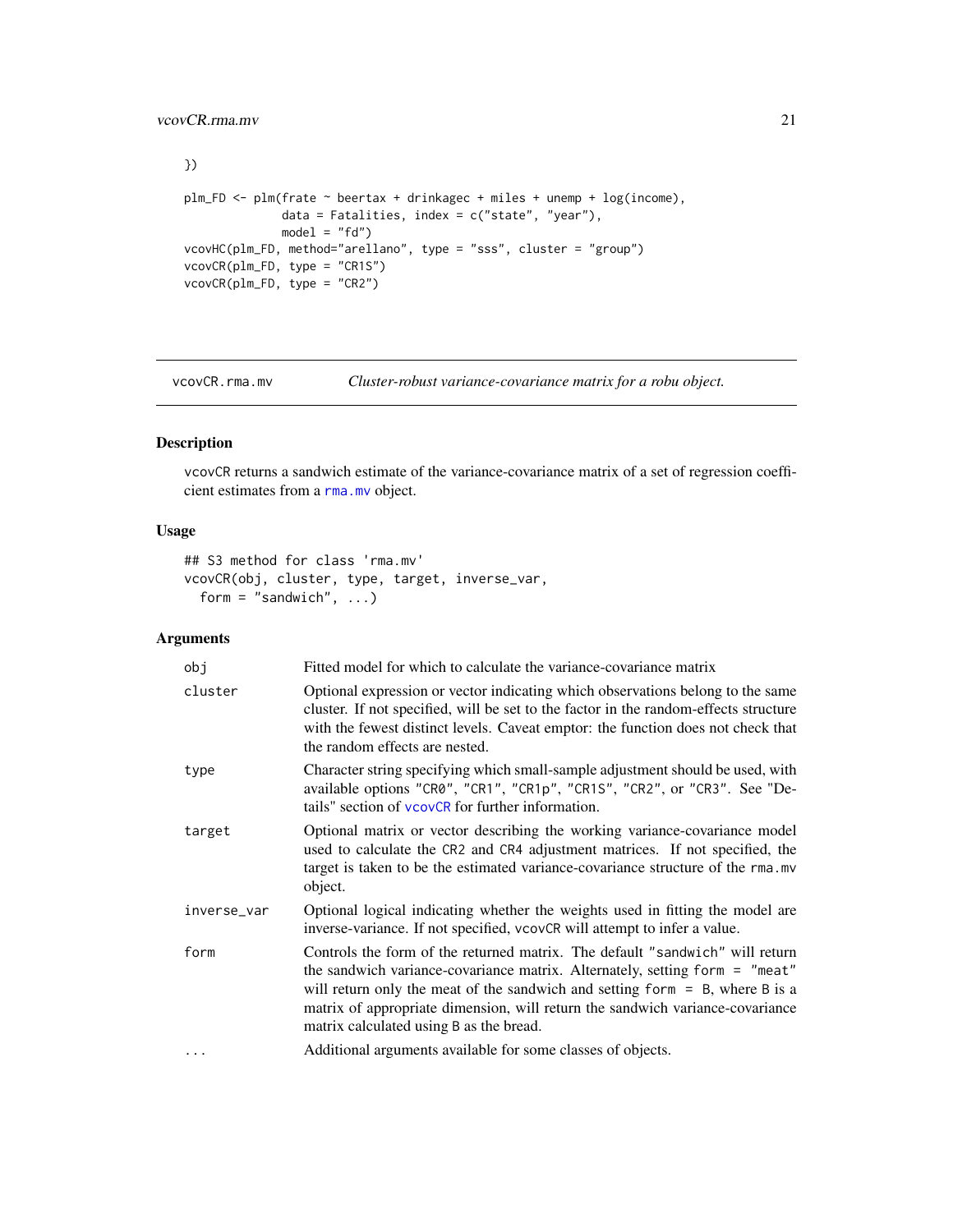```
})

plm_FD <- plm(frate ~ beertax + drinkagec + miles + unemp + log(income),
              data = Fatalities, index = c("state", "year"),
              model = "fd")
vcovHC(plm_FD, method="arellano", type = "sss", cluster = "group")
vcovCR(plm_FD, type = "CR1S")
vcovCR(plm_FD, type = "CR2")
```

---

## vcovCR.rma.mv — *Cluster-robust variance-covariance matrix for a robu object.*

### Description

vcovCR returns a sandwich estimate of the variance-covariance matrix of a set of regression coefficient estimates from a rma.mv object.

### Usage

```
## S3 method for class 'rma.mv'
vcovCR(obj, cluster, type, target, inverse_var,
  form = "sandwich", ...)
```

### Arguments

| | |
|---|---|
| obj | Fitted model for which to calculate the variance-covariance matrix |
| cluster | Optional expression or vector indicating which observations belong to the same cluster. If not specified, will be set to the factor in the random-effects structure with the fewest distinct levels. Caveat emptor: the function does not check that the random effects are nested. |
| type | Character string specifying which small-sample adjustment should be used, with available options "CR0", "CR1", "CR1p", "CR1S", "CR2", or "CR3". See "Details" section of vcovCR for further information. |
| target | Optional matrix or vector describing the working variance-covariance model used to calculate the CR2 and CR4 adjustment matrices. If not specified, the target is taken to be the estimated variance-covariance structure of the rma.mv object. |
| inverse_var | Optional logical indicating whether the weights used in fitting the model are inverse-variance. If not specified, vcovCR will attempt to infer a value. |
| form | Controls the form of the returned matrix. The default "sandwich" will return the sandwich variance-covariance matrix. Alternately, setting form = "meat" will return only the meat of the sandwich and setting form = B, where B is a matrix of appropriate dimension, will return the sandwich variance-covariance matrix calculated using B as the bread. |
| ... | Additional arguments available for some classes of objects. |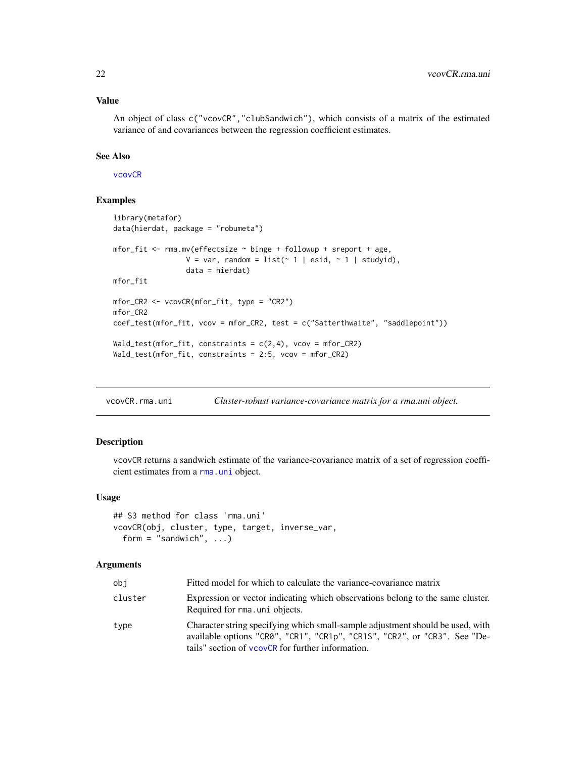### Value

An object of class `c("vcovCR","clubSandwich")`, which consists of a matrix of the estimated variance of and covariances between the regression coefficient estimates.

### See Also

vcovCR

### Examples

```
library(metafor)
data(hierdat, package = "robumeta")

mfor_fit <- rma.mv(effectsize ~ binge + followup + sreport + age,
                   V = var, random = list(~ 1 | esid, ~ 1 | studyid),
                   data = hierdat)
mfor_fit

mfor_CR2 <- vcovCR(mfor_fit, type = "CR2")
mfor_CR2
coef_test(mfor_fit, vcov = mfor_CR2, test = c("Satterthwaite", "saddlepoint"))

Wald_test(mfor_fit, constraints = c(2,4), vcov = mfor_CR2)
Wald_test(mfor_fit, constraints = 2:5, vcov = mfor_CR2)
```

---

## vcovCR.rma.uni — *Cluster-robust variance-covariance matrix for a rma.uni object.*

### Description

`vcovCR` returns a sandwich estimate of the variance-covariance matrix of a set of regression coefficient estimates from a `rma.uni` object.

### Usage

```
## S3 method for class 'rma.uni'
vcovCR(obj, cluster, type, target, inverse_var,
  form = "sandwich", ...)
```

### Arguments

| | |
|---|---|
| obj | Fitted model for which to calculate the variance-covariance matrix |
| cluster | Expression or vector indicating which observations belong to the same cluster. Required for `rma.uni` objects. |
| type | Character string specifying which small-sample adjustment should be used, with available options `"CR0"`, `"CR1"`, `"CR1p"`, `"CR1S"`, `"CR2"`, or `"CR3"`. See "Details" section of vcovCR for further information. |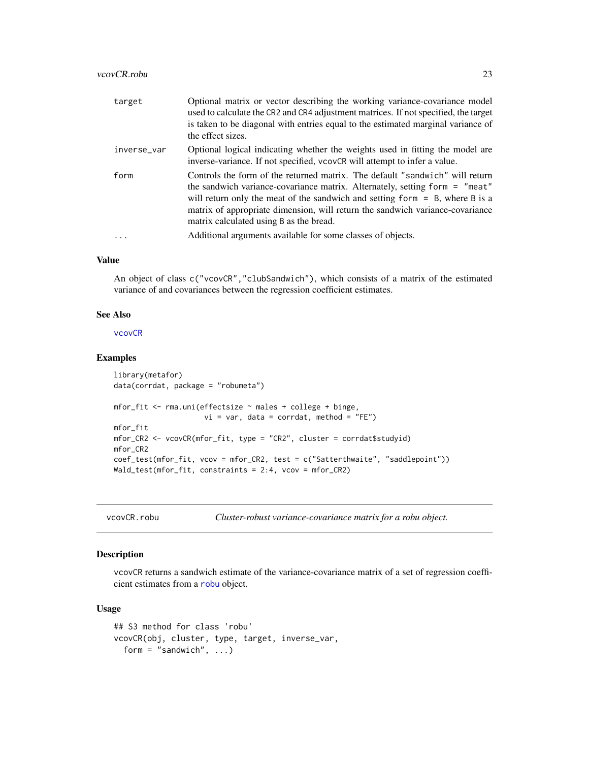| | |
|---|---|
| target | Optional matrix or vector describing the working variance-covariance model used to calculate the CR2 and CR4 adjustment matrices. If not specified, the target is taken to be diagonal with entries equal to the estimated marginal variance of the effect sizes. |
| inverse_var | Optional logical indicating whether the weights used in fitting the model are inverse-variance. If not specified, vcovCR will attempt to infer a value. |
| form | Controls the form of the returned matrix. The default "sandwich" will return the sandwich variance-covariance matrix. Alternately, setting form = "meat" will return only the meat of the sandwich and setting form = B, where B is a matrix of appropriate dimension, will return the sandwich variance-covariance matrix calculated using B as the bread. |
| ... | Additional arguments available for some classes of objects. |

### Value

An object of class c("vcovCR","clubSandwich"), which consists of a matrix of the estimated variance of and covariances between the regression coefficient estimates.

### See Also

vcovCR

### Examples

```
library(metafor)
data(corrdat, package = "robumeta")

mfor_fit <- rma.uni(effectsize ~ males + college + binge,
                    vi = var, data = corrdat, method = "FE")
mfor_fit
mfor_CR2 <- vcovCR(mfor_fit, type = "CR2", cluster = corrdat$studyid)
mfor_CR2
coef_test(mfor_fit, vcov = mfor_CR2, test = c("Satterthwaite", "saddlepoint"))
Wald_test(mfor_fit, constraints = 2:4, vcov = mfor_CR2)
```

## vcovCR.robu — *Cluster-robust variance-covariance matrix for a robu object.*

### Description

vcovCR returns a sandwich estimate of the variance-covariance matrix of a set of regression coefficient estimates from a robu object.

### Usage

```
## S3 method for class 'robu'
vcovCR(obj, cluster, type, target, inverse_var,
  form = "sandwich", ...)
```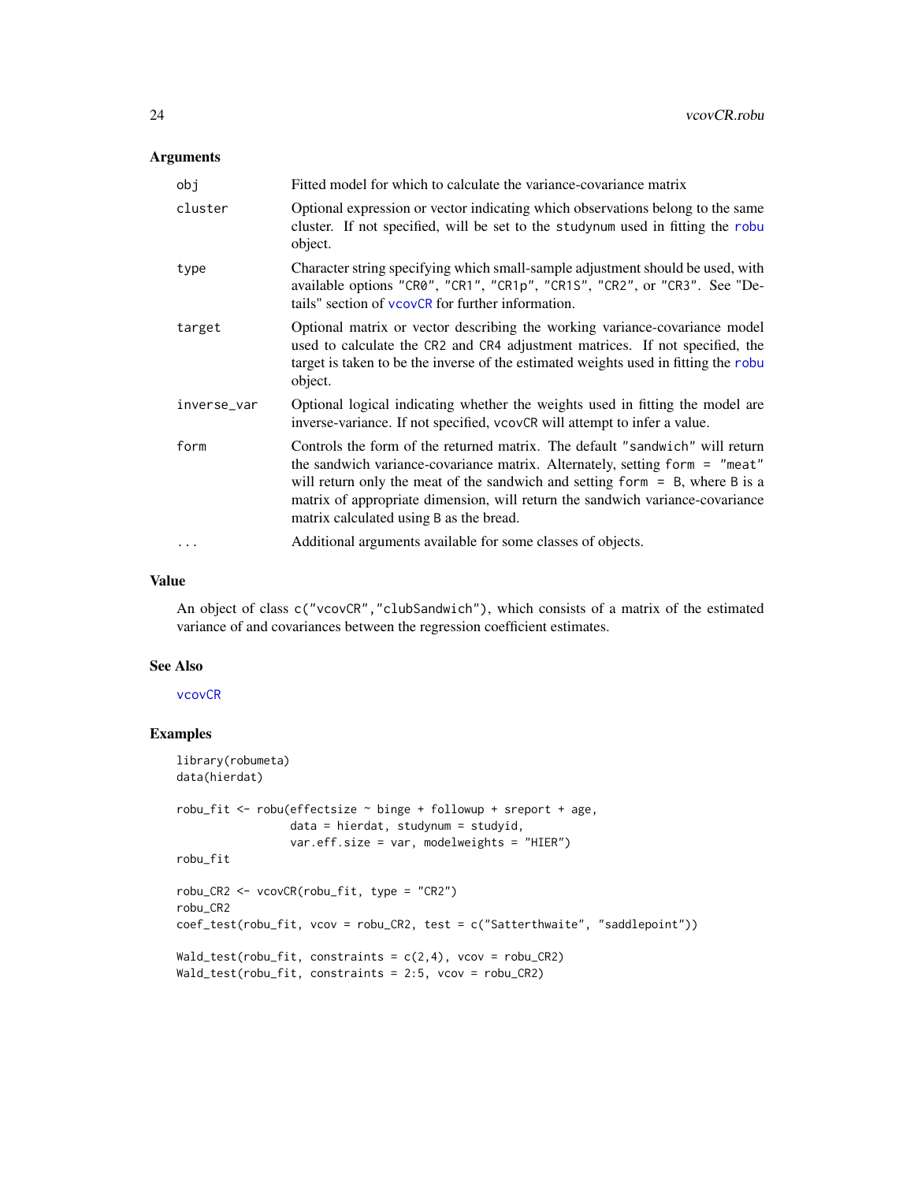### Arguments

| | |
|---|---|
| `obj` | Fitted model for which to calculate the variance-covariance matrix |
| `cluster` | Optional expression or vector indicating which observations belong to the same cluster. If not specified, will be set to the `studynum` used in fitting the `robu` object. |
| `type` | Character string specifying which small-sample adjustment should be used, with available options `"CR0"`, `"CR1"`, `"CR1p"`, `"CR1S"`, `"CR2"`, or `"CR3"`. See "Details" section of `vcovCR` for further information. |
| `target` | Optional matrix or vector describing the working variance-covariance model used to calculate the `CR2` and `CR4` adjustment matrices. If not specified, the target is taken to be the inverse of the estimated weights used in fitting the `robu` object. |
| `inverse_var` | Optional logical indicating whether the weights used in fitting the model are inverse-variance. If not specified, `vcovCR` will attempt to infer a value. |
| `form` | Controls the form of the returned matrix. The default `"sandwich"` will return the sandwich variance-covariance matrix. Alternately, setting `form = "meat"` will return only the meat of the sandwich and setting `form = B`, where `B` is a matrix of appropriate dimension, will return the sandwich variance-covariance matrix calculated using `B` as the bread. |
| `...` | Additional arguments available for some classes of objects. |

### Value

An object of class `c("vcovCR","clubSandwich")`, which consists of a matrix of the estimated variance of and covariances between the regression coefficient estimates.

### See Also

`vcovCR`

### Examples

```
library(robumeta)
data(hierdat)

robu_fit <- robu(effectsize ~ binge + followup + sreport + age,
                 data = hierdat, studynum = studyid,
                 var.eff.size = var, modelweights = "HIER")
robu_fit

robu_CR2 <- vcovCR(robu_fit, type = "CR2")
robu_CR2
coef_test(robu_fit, vcov = robu_CR2, test = c("Satterthwaite", "saddlepoint"))

Wald_test(robu_fit, constraints = c(2,4), vcov = robu_CR2)
Wald_test(robu_fit, constraints = 2:5, vcov = robu_CR2)
```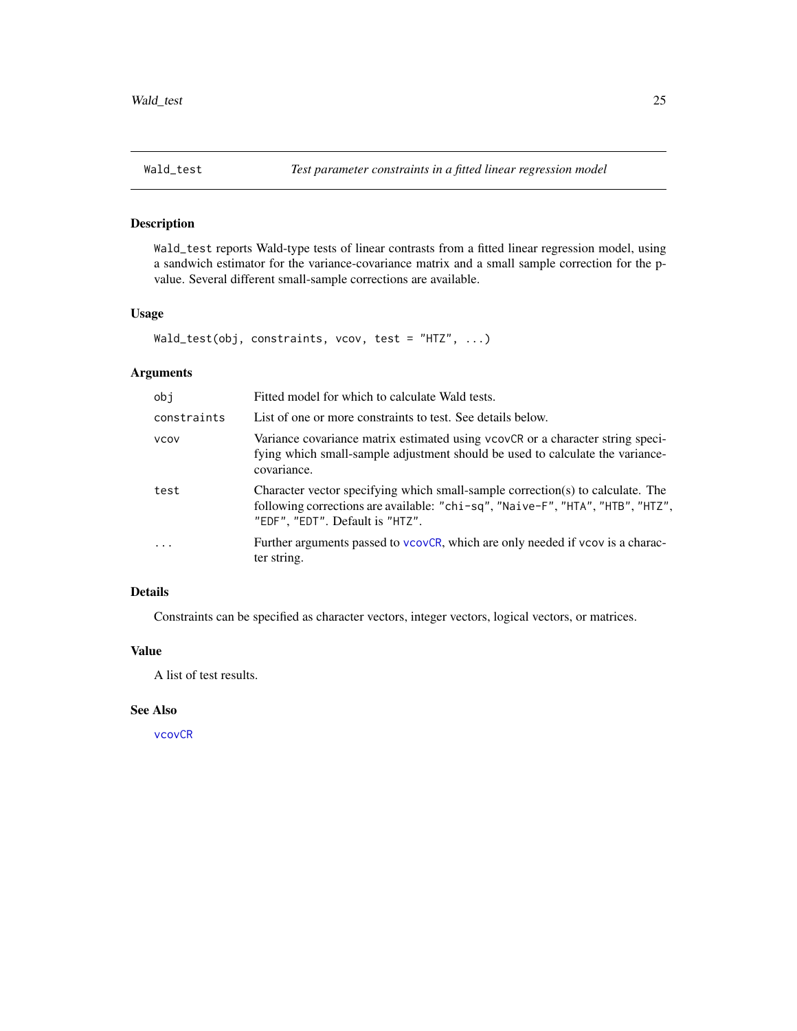## Wald_test — *Test parameter constraints in a fitted linear regression model*

### Description

`Wald_test` reports Wald-type tests of linear contrasts from a fitted linear regression model, using a sandwich estimator for the variance-covariance matrix and a small sample correction for the p-value. Several different small-sample corrections are available.

### Usage

```
Wald_test(obj, constraints, vcov, test = "HTZ", ...)
```

### Arguments

| | |
|---|---|
| `obj` | Fitted model for which to calculate Wald tests. |
| `constraints` | List of one or more constraints to test. See details below. |
| `vcov` | Variance covariance matrix estimated using `vcovCR` or a character string specifying which small-sample adjustment should be used to calculate the variance-covariance. |
| `test` | Character vector specifying which small-sample correction(s) to calculate. The following corrections are available: `"chi-sq"`, `"Naive-F"`, `"HTA"`, `"HTB"`, `"HTZ"`, `"EDF"`, `"EDT"`. Default is `"HTZ"`. |
| `...` | Further arguments passed to `vcovCR`, which are only needed if `vcov` is a character string. |

### Details

Constraints can be specified as character vectors, integer vectors, logical vectors, or matrices.

### Value

A list of test results.

### See Also

`vcovCR`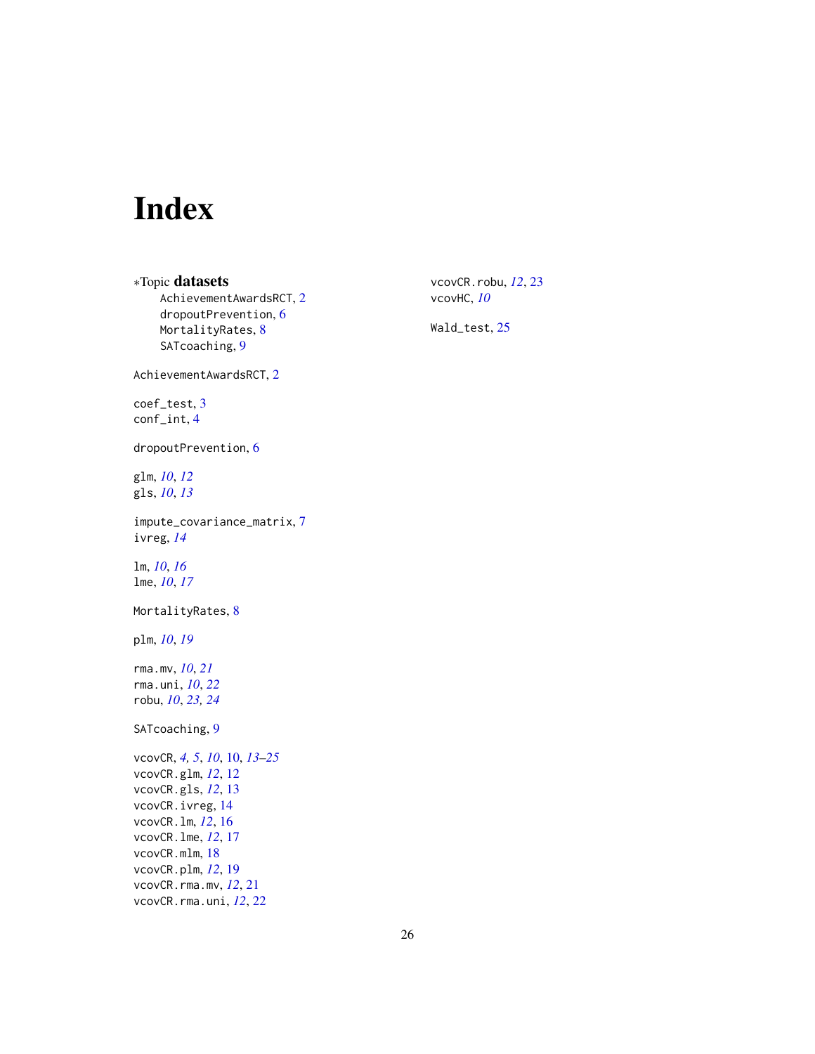# Index

∗Topic **datasets**
- AchievementAwardsRCT, 2
- dropoutPrevention, 6
- MortalityRates, 8
- SATcoaching, 9

AchievementAwardsRCT, 2

coef_test, 3
conf_int, 4

dropoutPrevention, 6

glm, *10*, *12*
gls, *10*, *13*

impute_covariance_matrix, 7
ivreg, *14*

lm, *10*, *16*
lme, *10*, *17*

MortalityRates, 8

plm, *10*, *19*

rma.mv, *10*, *21*
rma.uni, *10*, *22*
robu, *10*, *23, 24*

SATcoaching, 9

vcovCR, *4, 5*, *10*, 10, *13–25*
vcovCR.glm, *12*, 12
vcovCR.gls, *12*, 13
vcovCR.ivreg, 14
vcovCR.lm, *12*, 16
vcovCR.lme, *12*, 17
vcovCR.mlm, 18
vcovCR.plm, *12*, 19
vcovCR.rma.mv, *12*, 21
vcovCR.rma.uni, *12*, 22
vcovCR.robu, *12*, 23
vcovHC, *10*

Wald_test, 25